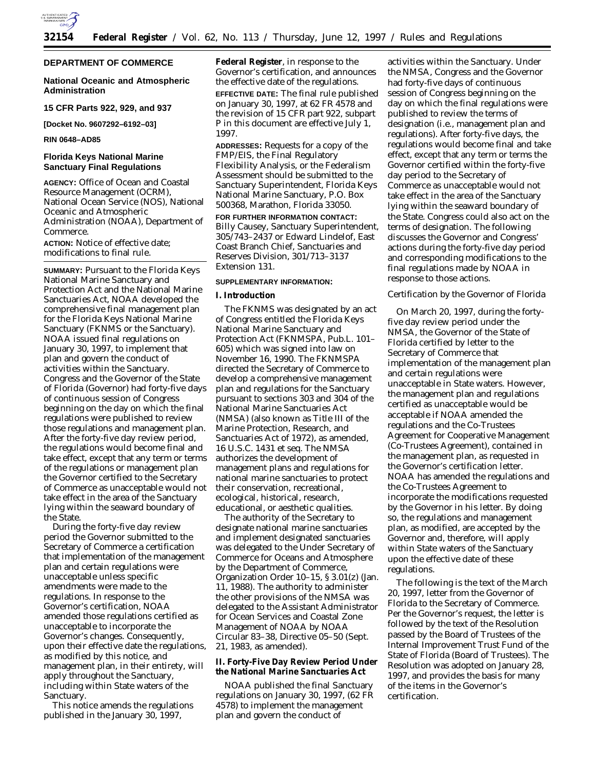**DEPARTMENT OF COMMERCE**

**National Oceanic and Atmospheric Administration**

**15 CFR Parts 922, 929, and 937**

**[Docket No. 9607292–6192–03]**

**RIN 0648–AD85**

## Florida Keys National Marine Sanctuary Final Regulations

**AGENCY:** Office of Ocean and Coastal Resource Management (OCRM), National Ocean Service (NOS), National Oceanic and Atmospheric Administration (NOAA), Department of Commerce.

**ACTION:** Notice of effective date; modifications to final rule.

**SUMMARY:** Pursuant to the Florida Keys National Marine Sanctuary and Protection Act and the National Marine Sanctuaries Act, NOAA developed the comprehensive final management plan for the Florida Keys National Marine Sanctuary (FKNMS or the Sanctuary). NOAA issued final regulations on January 30, 1997, to implement that plan and govern the conduct of activities within the Sanctuary. Congress and the Governor of the State of Florida (Governor) had forty-five days of continuous session of Congress beginning on the day on which the final regulations were published to review those regulations and management plan. After the forty-five day review period, the regulations would become final and take effect, except that any term or terms of the regulations or management plan the Governor certified to the Secretary of Commerce as unacceptable would not take effect in the area of the Sanctuary lying within the seaward boundary of the State.

During the forty-five day review period the Governor submitted to the Secretary of Commerce a certification that implementation of the management plan and certain regulations were unacceptable unless specific amendments were made to the regulations. In response to the Governor's certification, NOAA amended those regulations certified as unacceptable to incorporate the Governor's changes. Consequently, upon their effective date the regulations, as modified by this notice, and management plan, in their entirety, will apply throughout the Sanctuary, including within State waters of the Sanctuary.

This notice amends the regulations published in the January 30, 1997, **Federal Register**, in response to the Governor's certification, and announces the effective date of the regulations.

**EFFECTIVE DATE:** The final rule published on January 30, 1997, at 62 FR 4578 and the revision of 15 CFR part 922, subpart P in this document are effective July 1, 1997.

**ADDRESSES:** Requests for a copy of the FMP/EIS, the Final Regulatory Flexibility Analysis, or the Federalism Assessment should be submitted to the Sanctuary Superintendent, Florida Keys National Marine Sanctuary, P.O. Box 500368, Marathon, Florida 33050.

**FOR FURTHER INFORMATION CONTACT:** Billy Causey, Sanctuary Superintendent, 305/743–2437 or Edward Lindelof, East Coast Branch Chief, Sanctuaries and Reserves Division, 301/713–3137 Extension 131.

**SUPPLEMENTARY INFORMATION:**

### I. Introduction

The FKNMS was designated by an act of Congress entitled the Florida Keys National Marine Sanctuary and Protection Act (FKNMSPA, Pub.L. 101–605) which was signed into law on November 16, 1990. The FKNMSPA directed the Secretary of Commerce to develop a comprehensive management plan and regulations for the Sanctuary pursuant to sections 303 and 304 of the National Marine Sanctuaries Act (NMSA) (also known as Title III of the Marine Protection, Research, and Sanctuaries Act of 1972), as amended, 16 U.S.C. 1431 et seq. The NMSA authorizes the development of management plans and regulations for national marine sanctuaries to protect their conservation, recreational, ecological, historical, research, educational, or aesthetic qualities.

The authority of the Secretary to designate national marine sanctuaries and implement designated sanctuaries was delegated to the Under Secretary of Commerce for Oceans and Atmosphere by the Department of Commerce, Organization Order 10–15, § 3.01(z) (Jan. 11, 1988). The authority to administer the other provisions of the NMSA was delegated to the Assistant Administrator for Ocean Services and Coastal Zone Management of NOAA by NOAA Circular 83–38, Directive 05–50 (Sept. 21, 1983, as amended).

### II. Forty-Five Day Review Period Under the National Marine Sanctuaries Act

NOAA published the final Sanctuary regulations on January 30, 1997, (62 FR 4578) to implement the management plan and govern the conduct of activities within the Sanctuary. Under the NMSA, Congress and the Governor had forty-five days of continuous session of Congress beginning on the day on which the final regulations were published to review the terms of designation (i.e., management plan and regulations). After forty-five days, the regulations would become final and take effect, except that any term or terms the Governor certified within the forty-five day period to the Secretary of Commerce as unacceptable would not take effect in the area of the Sanctuary lying within the seaward boundary of the State. Congress could also act on the terms of designation. The following discusses the Governor and Congress' actions during the forty-five day period and corresponding modifications to the final regulations made by NOAA in response to those actions.

*Certification by the Governor of Florida*

On March 20, 1997, during the forty-five day review period under the NMSA, the Governor of the State of Florida certified by letter to the Secretary of Commerce that implementation of the management plan and certain regulations were unacceptable in State waters. However, the management plan and regulations certified as unacceptable would be acceptable if NOAA amended the regulations and the Co-Trustees Agreement for Cooperative Management (Co-Trustees Agreement), contained in the management plan, as requested in the Governor's certification letter. NOAA has amended the regulations and the Co-Trustees Agreement to incorporate the modifications requested by the Governor in his letter. By doing so, the regulations and management plan, as modified, are accepted by the Governor and, therefore, will apply within State waters of the Sanctuary upon the effective date of these regulations.

The following is the text of the March 20, 1997, letter from the Governor of Florida to the Secretary of Commerce. Per the Governor's request, the letter is followed by the text of the Resolution passed by the Board of Trustees of the Internal Improvement Trust Fund of the State of Florida (Board of Trustees). The Resolution was adopted on January 28, 1997, and provides the basis for many of the items in the Governor's certification.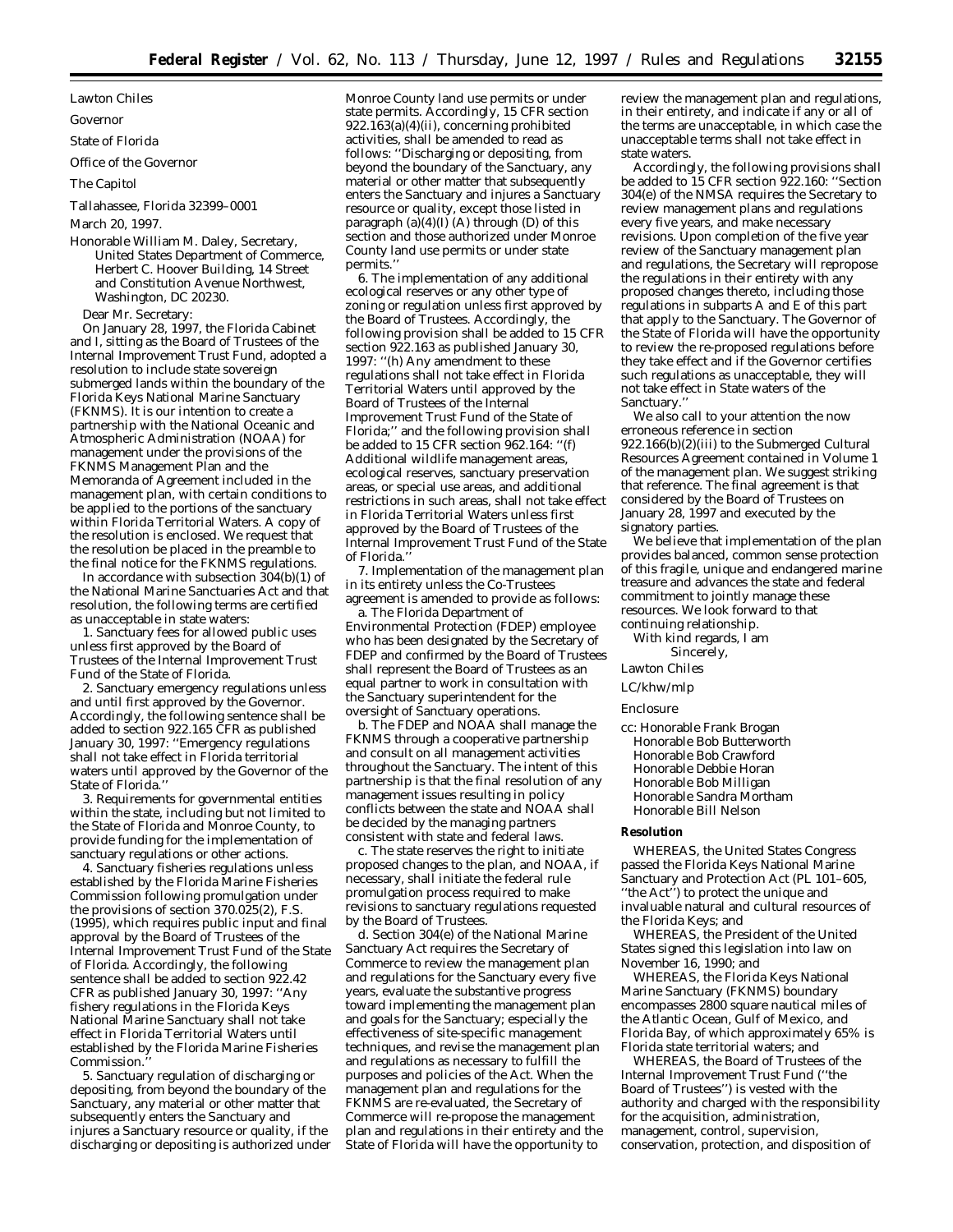Lawton Chiles

Governor

State of Florida

Office of the Governor

The Capitol

Tallahassee, Florida 32399–0001

March 20, 1997.

Honorable William M. Daley, Secretary, United States Department of Commerce, Herbert C. Hoover Building, 14 Street and Constitution Avenue Northwest, Washington, DC 20230.

Dear Mr. Secretary:

On January 28, 1997, the Florida Cabinet and I, sitting as the Board of Trustees of the Internal Improvement Trust Fund, adopted a resolution to include state sovereign submerged lands within the boundary of the Florida Keys National Marine Sanctuary (FKNMS). It is our intention to create a partnership with the National Oceanic and Atmospheric Administration (NOAA) for management under the provisions of the FKNMS Management Plan and the Memoranda of Agreement included in the management plan, with certain conditions to be applied to the portions of the sanctuary within Florida Territorial Waters. A copy of the resolution is enclosed. We request that the resolution be placed in the preamble to the final notice for the FKNMS regulations.

In accordance with subsection 304(b)(1) of the National Marine Sanctuaries Act and that resolution, the following terms are certified as unacceptable in state waters:

1. Sanctuary fees for allowed public uses unless first approved by the Board of Trustees of the Internal Improvement Trust Fund of the State of Florida.

2. Sanctuary emergency regulations unless and until first approved by the Governor. Accordingly, the following sentence shall be added to section 922.165 CFR as published January 30, 1997: ''Emergency regulations shall not take effect in Florida territorial waters until approved by the Governor of the State of Florida.''

3. Requirements for governmental entities within the state, including but not limited to the State of Florida and Monroe County, to provide funding for the implementation of sanctuary regulations or other actions.

4. Sanctuary fisheries regulations unless established by the Florida Marine Fisheries Commission following promulgation under the provisions of section 370.025(2), F.S. (1995), which requires public input and final approval by the Board of Trustees of the Internal Improvement Trust Fund of the State of Florida. Accordingly, the following sentence shall be added to section 922.42 CFR as published January 30, 1997: ''Any fishery regulations in the Florida Keys National Marine Sanctuary shall not take effect in Florida Territorial Waters until established by the Florida Marine Fisheries Commission.''

5. Sanctuary regulation of discharging or depositing, from beyond the boundary of the Sanctuary, any material or other matter that subsequently enters the Sanctuary and injures a Sanctuary resource or quality, if the discharging or depositing is authorized under Monroe County land use permits or under state permits. Accordingly, 15 CFR section 922.163(a)(4)(ii), concerning prohibited activities, shall be amended to read as follows: ''Discharging or depositing, from beyond the boundary of the Sanctuary, any material or other matter that subsequently enters the Sanctuary and injures a Sanctuary resource or quality, except those listed in paragraph (a)(4)(I) (A) through (D) of this section and those authorized under Monroe County land use permits or under state permits.''

6. The implementation of any additional ecological reserves or any other type of zoning or regulation unless first approved by the Board of Trustees. Accordingly, the following provision shall be added to 15 CFR section 922.163 as published January 30, 1997: ''(h) Any amendment to these regulations shall not take effect in Florida Territorial Waters until approved by the Board of Trustees of the Internal Improvement Trust Fund of the State of Florida;'' and the following provision shall be added to 15 CFR section 962.164: ''(f) Additional wildlife management areas, ecological reserves, sanctuary preservation areas, or special use areas, and additional restrictions in such areas, shall not take effect in Florida Territorial Waters unless first approved by the Board of Trustees of the Internal Improvement Trust Fund of the State of Florida.''

7. Implementation of the management plan in its entirety unless the Co-Trustees agreement is amended to provide as follows:

a. The Florida Department of Environmental Protection (FDEP) employee who has been designated by the Secretary of FDEP and confirmed by the Board of Trustees shall represent the Board of Trustees as an equal partner to work in consultation with the Sanctuary superintendent for the oversight of Sanctuary operations.

b. The FDEP and NOAA shall manage the FKNMS through a cooperative partnership and consult on all management activities throughout the Sanctuary. The intent of this partnership is that the final resolution of any management issues resulting in policy conflicts between the state and NOAA shall be decided by the managing partners consistent with state and federal laws.

c. The state reserves the right to initiate proposed changes to the plan, and NOAA, if necessary, shall initiate the federal rule promulgation process required to make revisions to sanctuary regulations requested by the Board of Trustees.

d. Section 304(e) of the National Marine Sanctuary Act requires the Secretary of Commerce to review the management plan and regulations for the Sanctuary every five years, evaluate the substantive progress toward implementing the management plan and goals for the Sanctuary; especially the effectiveness of site-specific management techniques, and revise the management plan and regulations as necessary to fulfill the purposes and policies of the Act. When the management plan and regulations for the FKNMS are re-evaluated, the Secretary of Commerce will re-propose the management plan and regulations in their entirety and the State of Florida will have the opportunity to review the management plan and regulations, in their entirety, and indicate if any or all of the terms are unacceptable, in which case the unacceptable terms shall not take effect in state waters.

Accordingly, the following provisions shall be added to 15 CFR section 922.160: ''Section 304(e) of the NMSA requires the Secretary to review management plans and regulations every five years, and make necessary revisions. Upon completion of the five year review of the Sanctuary management plan and regulations, the Secretary will repropose the regulations in their entirety with any proposed changes thereto, including those regulations in subparts A and E of this part that apply to the Sanctuary. The Governor of the State of Florida will have the opportunity to review the re-proposed regulations before they take effect and if the Governor certifies such regulations as unacceptable, they will not take effect in State waters of the Sanctuary.''

We also call to your attention the now erroneous reference in section 922.166(b)(2)(iii) to the Submerged Cultural Resources Agreement contained in Volume 1 of the management plan. We suggest striking that reference. The final agreement is that considered by the Board of Trustees on January 28, 1997 and executed by the signatory parties.

We believe that implementation of the plan provides balanced, common sense protection of this fragile, unique and endangered marine treasure and advances the state and federal commitment to jointly manage these resources. We look forward to that continuing relationship.

With kind regards, I am

Sincerely,

Lawton Chiles

LC/khw/mlp

Enclosure

cc: Honorable Frank Brogan
Honorable Bob Butterworth
Honorable Bob Crawford
Honorable Debbie Horan
Honorable Bob Milligan
Honorable Sandra Mortham
Honorable Bill Nelson

**Resolution**

WHEREAS, the United States Congress passed the Florida Keys National Marine Sanctuary and Protection Act (PL 101–605, ''the Act'') to protect the unique and invaluable natural and cultural resources of the Florida Keys; and

WHEREAS, the President of the United States signed this legislation into law on November 16, 1990; and

WHEREAS, the Florida Keys National Marine Sanctuary (FKNMS) boundary encompasses 2800 square nautical miles of the Atlantic Ocean, Gulf of Mexico, and Florida Bay, of which approximately 65% is Florida state territorial waters; and

WHEREAS, the Board of Trustees of the Internal Improvement Trust Fund (''the Board of Trustees'') is vested with the authority and charged with the responsibility for the acquisition, administration, management, control, supervision, conservation, protection, and disposition of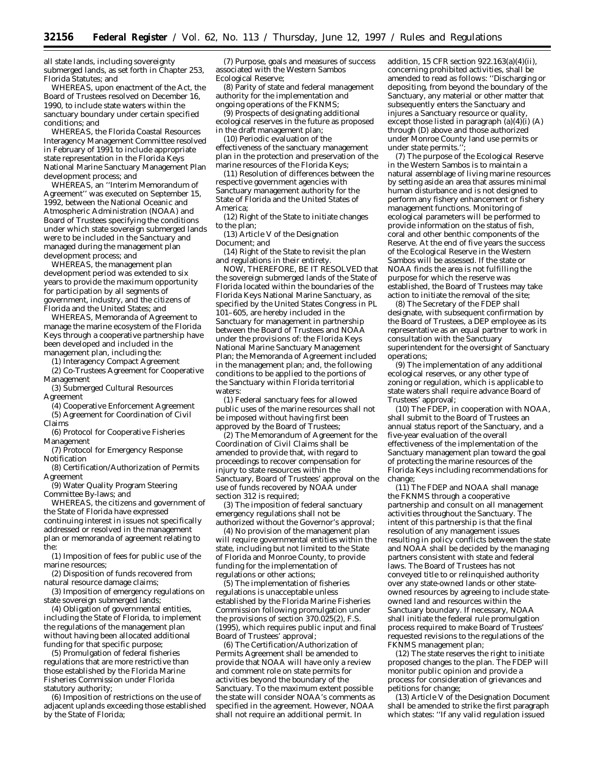all state lands, including sovereignty submerged lands, as set forth in Chapter 253, Florida Statutes; and

WHEREAS, upon enactment of the Act, the Board of Trustees resolved on December 16, 1990, to include state waters within the sanctuary boundary under certain specified conditions; and

WHEREAS, the Florida Coastal Resources Interagency Management Committee resolved in February of 1991 to include appropriate state representation in the Florida Keys National Marine Sanctuary Management Plan development process; and

WHEREAS, an ''Interim Memorandum of Agreement'' was executed on September 15, 1992, between the National Oceanic and Atmospheric Administration (NOAA) and Board of Trustees specifying the conditions under which state sovereign submerged lands were to be included in the Sanctuary and managed during the management plan development process; and

WHEREAS, the management plan development period was extended to six years to provide the maximum opportunity for participation by all segments of government, industry, and the citizens of Florida and the United States; and

WHEREAS, Memoranda of Agreement to manage the marine ecosystem of the Florida Keys through a cooperative partnership have been developed and included in the management plan, including the:

(1) Interagency Compact Agreement

(2) Co-Trustees Agreement for Cooperative Management

(3) Submerged Cultural Resources Agreement

(4) Cooperative Enforcement Agreement

(5) Agreement for Coordination of Civil Claims

(6) Protocol for Cooperative Fisheries Management

(7) Protocol for Emergency Response Notification

(8) Certification/Authorization of Permits Agreement

(9) Water Quality Program Steering Committee By-laws; and

WHEREAS, the citizens and government of the State of Florida have expressed continuing interest in issues not specifically addressed or resolved in the management plan or memoranda of agreement relating to the:

(1) Imposition of fees for public use of the marine resources;

(2) Disposition of funds recovered from natural resource damage claims;

(3) Imposition of emergency regulations on state sovereign submerged lands;

(4) Obligation of governmental entities, including the State of Florida, to implement the regulations of the management plan without having been allocated additional funding for that specific purpose;

(5) Promulgation of federal fisheries regulations that are more restrictive than those established by the Florida Marine Fisheries Commission under Florida statutory authority;

(6) Imposition of restrictions on the use of adjacent uplands exceeding those established by the State of Florida;

(7) Purpose, goals and measures of success associated with the Western Sambos Ecological Reserve;

(8) Parity of state and federal management authority for the implementation and ongoing operations of the FKNMS;

(9) Prospects of designating additional ecological reserves in the future as proposed in the draft management plan;

(10) Periodic evaluation of the effectiveness of the sanctuary management plan in the protection and preservation of the marine resources of the Florida Keys;

(11) Resolution of differences between the respective government agencies with Sanctuary management authority for the State of Florida and the United States of America;

(12) Right of the State to initiate changes to the plan;

(13) Article V of the Designation Document; and

(14) Right of the State to revisit the plan and regulations in their entirety.

NOW, THEREFORE, BE IT RESOLVED that the sovereign submerged lands of the State of Florida located within the boundaries of the Florida Keys National Marine Sanctuary, as specified by the United States Congress in PL 101–605, are hereby included in the Sanctuary for management in partnership between the Board of Trustees and NOAA under the provisions of: the Florida Keys National Marine Sanctuary Management Plan; the Memoranda of Agreement included in the management plan; and, the following conditions to be applied to the portions of the Sanctuary within Florida territorial waters:

(1) Federal sanctuary fees for allowed public uses of the marine resources shall not be imposed without having first been approved by the Board of Trustees;

(2) The Memorandum of Agreement for the Coordination of Civil Claims shall be amended to provide that, with regard to proceedings to recover compensation for injury to state resources within the Sanctuary, Board of Trustees' approval on the use of funds recovered by NOAA under section 312 is required;

(3) The imposition of federal sanctuary emergency regulations shall not be authorized without the Governor's approval;

(4) No provision of the management plan will require governmental entities within the state, including but not limited to the State of Florida and Monroe County, to provide funding for the implementation of regulations or other actions;

(5) The implementation of fisheries regulations is unacceptable unless established by the Florida Marine Fisheries Commission following promulgation under the provisions of section 370.025(2), F.S. (1995), which requires public input and final Board of Trustees' approval;

(6) The Certification/Authorization of Permits Agreement shall be amended to provide that NOAA will have only a review and comment role on state permits for activities beyond the boundary of the Sanctuary. To the maximum extent possible the state will consider NOAA's comments as specified in the agreement. However, NOAA shall not require an additional permit. In addition, 15 CFR section 922.163(a)(4)(ii), concerning prohibited activities, shall be amended to read as follows: ''Discharging or depositing, from beyond the boundary of the Sanctuary, any material or other matter that subsequently enters the Sanctuary and injures a Sanctuary resource or quality, except those listed in paragraph (a)(4)(i) (A) through (D) above and those authorized under Monroe County land use permits or under state permits.'';

(7) The purpose of the Ecological Reserve in the Western Sambos is to maintain a natural assemblage of living marine resources by setting aside an area that assures minimal human disturbance and is not designed to perform any fishery enhancement or fishery management functions. Monitoring of ecological parameters will be performed to provide information on the status of fish, coral and other benthic components of the Reserve. At the end of five years the success of the Ecological Reserve in the Western Sambos will be assessed. If the state or NOAA finds the area is not fulfilling the purpose for which the reserve was established, the Board of Trustees may take action to initiate the removal of the site;

(8) The Secretary of the FDEP shall designate, with subsequent confirmation by the Board of Trustees, a DEP employee as its representative as an equal partner to work in consultation with the Sanctuary superintendent for the oversight of Sanctuary operations;

(9) The implementation of any additional ecological reserves, or any other type of zoning or regulation, which is applicable to state waters shall require advance Board of Trustees' approval;

(10) The FDEP, in cooperation with NOAA, shall submit to the Board of Trustees an annual status report of the Sanctuary, and a five-year evaluation of the overall effectiveness of the implementation of the Sanctuary management plan toward the goal of protecting the marine resources of the Florida Keys including recommendations for change;

(11) The FDEP and NOAA shall manage the FKNMS through a cooperative partnership and consult on all management activities throughout the Sanctuary. The intent of this partnership is that the final resolution of any management issues resulting in policy conflicts between the state and NOAA shall be decided by the managing partners consistent with state and federal laws. The Board of Trustees has not conveyed title to or relinquished authority over any state-owned lands or other state-owned resources by agreeing to include state-owned land and resources within the Sanctuary boundary. If necessary, NOAA shall initiate the federal rule promulgation process required to make Board of Trustees' requested revisions to the regulations of the FKNMS management plan;

(12) The state reserves the right to initiate proposed changes to the plan. The FDEP will monitor public opinion and provide a process for consideration of grievances and petitions for change;

(13) Article V of the Designation Document shall be amended to strike the first paragraph which states: ''If any valid regulation issued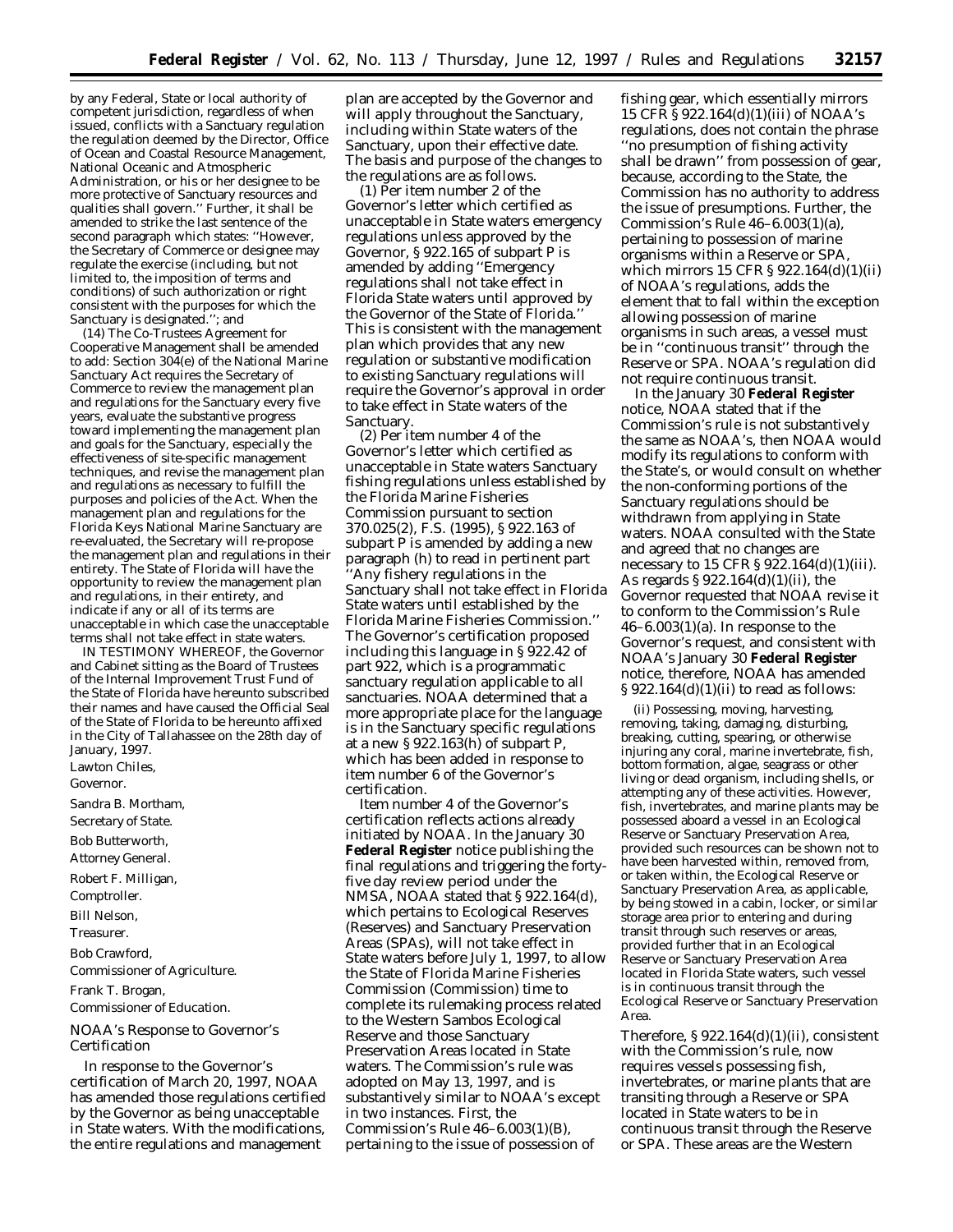by any Federal, State or local authority of competent jurisdiction, regardless of when issued, conflicts with a Sanctuary regulation the regulation deemed by the Director, Office of Ocean and Coastal Resource Management, National Oceanic and Atmospheric Administration, or his or her designee to be more protective of Sanctuary resources and qualities shall govern.'' Further, it shall be amended to strike the last sentence of the second paragraph which states: ''However, the Secretary of Commerce or designee may regulate the exercise (including, but not limited to, the imposition of terms and conditions) of such authorization or right consistent with the purposes for which the Sanctuary is designated.''; and

(14) The Co-Trustees Agreement for Cooperative Management shall be amended to add: Section 304(e) of the National Marine Sanctuary Act requires the Secretary of Commerce to review the management plan and regulations for the Sanctuary every five years, evaluate the substantive progress toward implementing the management plan and goals for the Sanctuary, especially the effectiveness of site-specific management techniques, and revise the management plan and regulations as necessary to fulfill the purposes and policies of the Act. When the management plan and regulations for the Florida Keys National Marine Sanctuary are re-evaluated, the Secretary will re-propose the management plan and regulations in their entirety. The State of Florida will have the opportunity to review the management plan and regulations, in their entirety, and indicate if any or all of its terms are unacceptable in which case the unacceptable terms shall not take effect in state waters.

IN TESTIMONY WHEREOF, the Governor and Cabinet sitting as the Board of Trustees of the Internal Improvement Trust Fund of the State of Florida have hereunto subscribed their names and have caused the Official Seal of the State of Florida to be hereunto affixed in the City of Tallahassee on the 28th day of January, 1997.

Lawton Chiles,
Governor.

Sandra B. Mortham,
Secretary of State.

Bob Butterworth,
Attorney General.

Robert F. Milligan,
Comptroller.

Bill Nelson,
Treasurer.

Bob Crawford,
Commissioner of Agriculture.

Frank T. Brogan,
Commissioner of Education.

## NOAA's Response to Governor's Certification

In response to the Governor's certification of March 20, 1997, NOAA has amended those regulations certified by the Governor as being unacceptable in State waters. With the modifications, the entire regulations and management plan are accepted by the Governor and will apply throughout the Sanctuary, including within State waters of the Sanctuary, upon their effective date. The basis and purpose of the changes to the regulations are as follows.

(1) Per item number 2 of the Governor's letter which certified as unacceptable in State waters emergency regulations unless approved by the Governor, § 922.165 of subpart P is amended by adding ''Emergency regulations shall not take effect in Florida State waters until approved by the Governor of the State of Florida.'' This is consistent with the management plan which provides that any new regulation or substantive modification to existing Sanctuary regulations will require the Governor's approval in order to take effect in State waters of the Sanctuary.

(2) Per item number 4 of the Governor's letter which certified as unacceptable in State waters Sanctuary fishing regulations unless established by the Florida Marine Fisheries Commission pursuant to section 370.025(2), F.S. (1995), § 922.163 of subpart P is amended by adding a new paragraph (h) to read in pertinent part ''Any fishery regulations in the Sanctuary shall not take effect in Florida State waters until established by the Florida Marine Fisheries Commission.'' The Governor's certification proposed including this language in § 922.42 of part 922, which is a programmatic sanctuary regulation applicable to all sanctuaries. NOAA determined that a more appropriate place for the language is in the Sanctuary specific regulations at a new § 922.163(h) of subpart P, which has been added in response to item number 6 of the Governor's certification.

Item number 4 of the Governor's certification reflects actions already initiated by NOAA. In the January 30 **Federal Register** notice publishing the final regulations and triggering the forty-five day review period under the NMSA, NOAA stated that § 922.164(d), which pertains to Ecological Reserves (Reserves) and Sanctuary Preservation Areas (SPAs), will not take effect in State waters before July 1, 1997, to allow the State of Florida Marine Fisheries Commission (Commission) time to complete its rulemaking process related to the Western Sambos Ecological Reserve and those Sanctuary Preservation Areas located in State waters. The Commission's rule was adopted on May 13, 1997, and is substantively similar to NOAA's except in two instances. First, the Commission's Rule 46–6.003(1)(B), pertaining to the issue of possession of fishing gear, which essentially mirrors 15 CFR § 922.164(d)(1)(iii) of NOAA's regulations, does not contain the phrase ''no presumption of fishing activity shall be drawn'' from possession of gear, because, according to the State, the Commission has no authority to address the issue of presumptions. Further, the Commission's Rule 46–6.003(1)(a), pertaining to possession of marine organisms within a Reserve or SPA, which mirrors 15 CFR § 922.164(d)(1)(ii) of NOAA's regulations, adds the element that to fall within the exception allowing possession of marine organisms in such areas, a vessel must be in ''continuous transit'' through the Reserve or SPA. NOAA's regulation did not require continuous transit.

In the January 30 **Federal Register** notice, NOAA stated that if the Commission's rule is not substantively the same as NOAA's, then NOAA would modify its regulations to conform with the State's, or would consult on whether the non-conforming portions of the Sanctuary regulations should be withdrawn from applying in State waters. NOAA consulted with the State and agreed that no changes are necessary to 15 CFR § 922.164(d)(1)(iii). As regards § 922.164(d)(1)(ii), the Governor requested that NOAA revise it to conform to the Commission's Rule 46–6.003(1)(a). In response to the Governor's request, and consistent with NOAA's January 30 **Federal Register** notice, therefore, NOAA has amended § 922.164(d)(1)(ii) to read as follows:

> (ii) Possessing, moving, harvesting, removing, taking, damaging, disturbing, breaking, cutting, spearing, or otherwise injuring any coral, marine invertebrate, fish, bottom formation, algae, seagrass or other living or dead organism, including shells, or attempting any of these activities. However, fish, invertebrates, and marine plants may be possessed aboard a vessel in an Ecological Reserve or Sanctuary Preservation Area, provided such resources can be shown not to have been harvested within, removed from, or taken within, the Ecological Reserve or Sanctuary Preservation Area, as applicable, by being stowed in a cabin, locker, or similar storage area prior to entering and during transit through such reserves or areas, provided further that in an Ecological Reserve or Sanctuary Preservation Area located in Florida State waters, such vessel is in continuous transit through the Ecological Reserve or Sanctuary Preservation Area.

Therefore, § 922.164(d)(1)(ii), consistent with the Commission's rule, now requires vessels possessing fish, invertebrates, or marine plants that are transiting through a Reserve or SPA located in State waters to be in continuous transit through the Reserve or SPA. These areas are the Western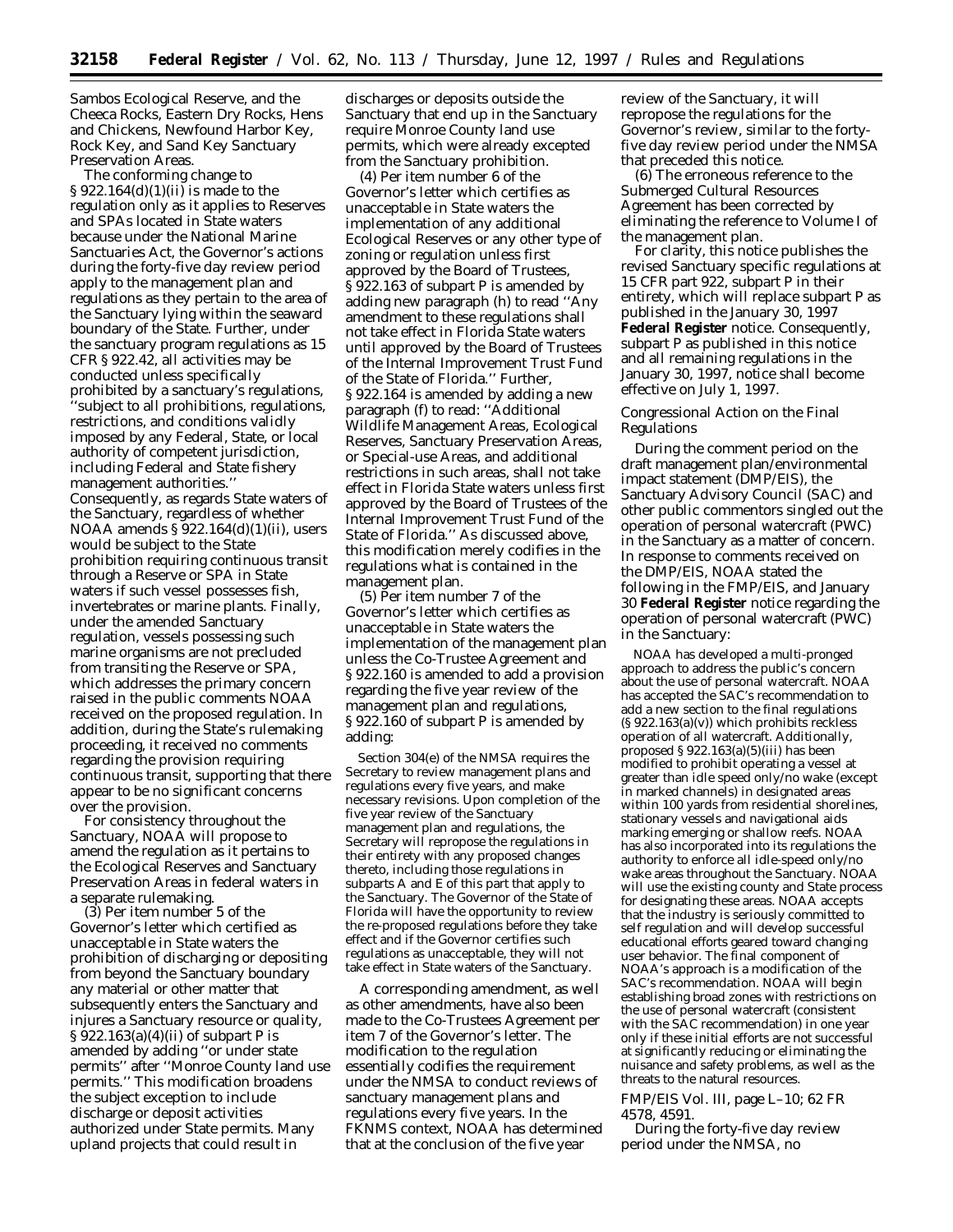Sambos Ecological Reserve, and the Cheeca Rocks, Eastern Dry Rocks, Hens and Chickens, Newfound Harbor Key, Rock Key, and Sand Key Sanctuary Preservation Areas.

The conforming change to § 922.164(d)(1)(ii) is made to the regulation only as it applies to Reserves and SPAs located in State waters because under the National Marine Sanctuaries Act, the Governor's actions during the forty-five day review period apply to the management plan and regulations as they pertain to the area of the Sanctuary lying within the seaward boundary of the State. Further, under the sanctuary program regulations as 15 CFR § 922.42, all activities may be conducted unless specifically prohibited by a sanctuary's regulations, ''subject to all prohibitions, regulations, restrictions, and conditions validly imposed by any Federal, State, or local authority of competent jurisdiction, including Federal and State fishery management authorities.'' Consequently, as regards State waters of the Sanctuary, regardless of whether NOAA amends § 922.164(d)(1)(ii), users would be subject to the State prohibition requiring continuous transit through a Reserve or SPA in State waters if such vessel possesses fish, invertebrates or marine plants. Finally, under the amended Sanctuary regulation, vessels possessing such marine organisms are not precluded from transiting the Reserve or SPA, which addresses the primary concern raised in the public comments NOAA received on the proposed regulation. In addition, during the State's rulemaking proceeding, it received no comments regarding the provision requiring continuous transit, supporting that there appear to be no significant concerns over the provision.

For consistency throughout the Sanctuary, NOAA will propose to amend the regulation as it pertains to the Ecological Reserves and Sanctuary Preservation Areas in federal waters in a separate rulemaking.

(3) Per item number 5 of the Governor's letter which certified as unacceptable in State waters the prohibition of discharging or depositing from beyond the Sanctuary boundary any material or other matter that subsequently enters the Sanctuary and injures a Sanctuary resource or quality, § 922.163(a)(4)(ii) of subpart P is amended by adding ''or under state permits'' after ''Monroe County land use permits.'' This modification broadens the subject exception to include discharge or deposit activities authorized under State permits. Many upland projects that could result in discharges or deposits outside the Sanctuary that end up in the Sanctuary require Monroe County land use permits, which were already excepted from the Sanctuary prohibition.

(4) Per item number 6 of the Governor's letter which certifies as unacceptable in State waters the implementation of any additional Ecological Reserves or any other type of zoning or regulation unless first approved by the Board of Trustees, § 922.163 of subpart P is amended by adding new paragraph (h) to read ''Any amendment to these regulations shall not take effect in Florida State waters until approved by the Board of Trustees of the Internal Improvement Trust Fund of the State of Florida.'' Further, § 922.164 is amended by adding a new paragraph (f) to read: ''Additional Wildlife Management Areas, Ecological Reserves, Sanctuary Preservation Areas, or Special-use Areas, and additional restrictions in such areas, shall not take effect in Florida State waters unless first approved by the Board of Trustees of the Internal Improvement Trust Fund of the State of Florida.'' As discussed above, this modification merely codifies in the regulations what is contained in the management plan.

(5) Per item number 7 of the Governor's letter which certifies as unacceptable in State waters the implementation of the management plan unless the Co-Trustee Agreement and § 922.160 is amended to add a provision regarding the five year review of the management plan and regulations, § 922.160 of subpart P is amended by adding:

> Section 304(e) of the NMSA requires the Secretary to review management plans and regulations every five years, and make necessary revisions. Upon completion of the five year review of the Sanctuary management plan and regulations, the Secretary will repropose the regulations in their entirety with any proposed changes thereto, including those regulations in subparts A and E of this part that apply to the Sanctuary. The Governor of the State of Florida will have the opportunity to review the re-proposed regulations before they take effect and if the Governor certifies such regulations as unacceptable, they will not take effect in State waters of the Sanctuary.

A corresponding amendment, as well as other amendments, have also been made to the Co-Trustees Agreement per item 7 of the Governor's letter. The modification to the regulation essentially codifies the requirement under the NMSA to conduct reviews of sanctuary management plans and regulations every five years. In the FKNMS context, NOAA has determined that at the conclusion of the five year review of the Sanctuary, it will repropose the regulations for the Governor's review, similar to the forty-five day review period under the NMSA that preceded this notice.

(6) The erroneous reference to the Submerged Cultural Resources Agreement has been corrected by eliminating the reference to Volume I of the management plan.

For clarity, this notice publishes the revised Sanctuary specific regulations at 15 CFR part 922, subpart P in their entirety, which will replace subpart P as published in the January 30, 1997 **Federal Register** notice. Consequently, subpart P as published in this notice and all remaining regulations in the January 30, 1997, notice shall become effective on July 1, 1997.

### Congressional Action on the Final Regulations

During the comment period on the draft management plan/environmental impact statement (DMP/EIS), the Sanctuary Advisory Council (SAC) and other public commentors singled out the operation of personal watercraft (PWC) in the Sanctuary as a matter of concern. In response to comments received on the DMP/EIS, NOAA stated the following in the FMP/EIS, and January 30 **Federal Register** notice regarding the operation of personal watercraft (PWC) in the Sanctuary:

> NOAA has developed a multi-pronged approach to address the public's concern about the use of personal watercraft. NOAA has accepted the SAC's recommendation to add a new section to the final regulations (§ 922.163(a)(v)) which prohibits reckless operation of all watercraft. Additionally, proposed § 922.163(a)(5)(iii) has been modified to prohibit operating a vessel at greater than idle speed only/no wake (except in marked channels) in designated areas within 100 yards from residential shorelines, stationary vessels and navigational aids marking emerging or shallow reefs. NOAA has also incorporated into its regulations the authority to enforce all idle-speed only/no wake areas throughout the Sanctuary. NOAA will use the existing county and State process for designating these areas. NOAA accepts that the industry is seriously committed to self regulation and will develop successful educational efforts geared toward changing user behavior. The final component of NOAA's approach is a modification of the SAC's recommendation. NOAA will begin establishing broad zones with restrictions on the use of personal watercraft (consistent with the SAC recommendation) in one year only if these initial efforts are not successful at significantly reducing or eliminating the nuisance and safety problems, as well as the threats to the natural resources.

FMP/EIS Vol. III, page L–10; 62 FR 4578, 4591.

During the forty-five day review period under the NMSA, no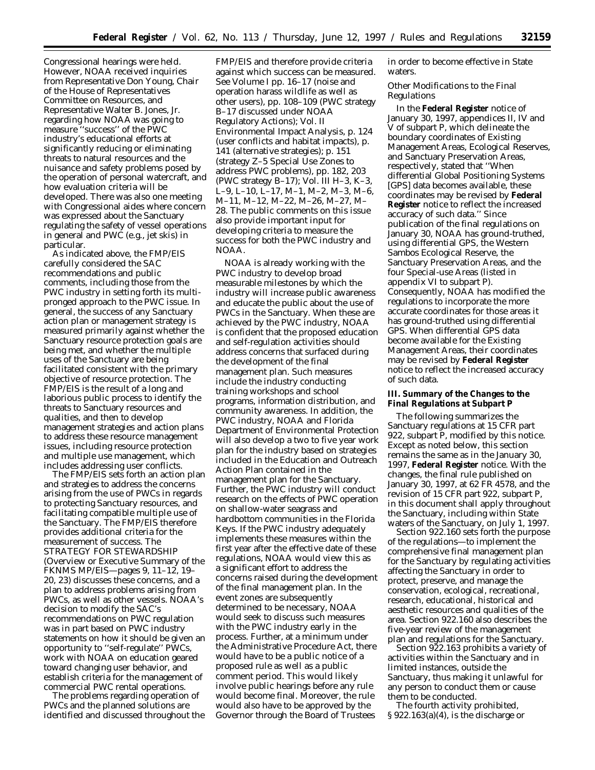Congressional hearings were held. However, NOAA received inquiries from Representative Don Young, Chair of the House of Representatives Committee on Resources, and Representative Walter B. Jones, Jr. regarding how NOAA was going to measure ''success'' of the PWC industry's educational efforts at significantly reducing or eliminating threats to natural resources and the nuisance and safety problems posed by the operation of personal watercraft, and how evaluation criteria will be developed. There was also one meeting with Congressional aides where concern was expressed about the Sanctuary regulating the safety of vessel operations in general and PWC (e.g., jet skis) in particular.

As indicated above, the FMP/EIS carefully considered the SAC recommendations and public comments, including those from the PWC industry in setting forth its multi-pronged approach to the PWC issue. In general, the success of any Sanctuary action plan or management strategy is measured primarily against whether the Sanctuary resource protection goals are being met, and whether the multiple uses of the Sanctuary are being facilitated consistent with the primary objective of resource protection. The FMP/EIS is the result of a long and laborious public process to identify the threats to Sanctuary resources and qualities, and then to develop management strategies and action plans to address these resource management issues, including resource protection and multiple use management, which includes addressing user conflicts.

The FMP/EIS sets forth an action plan and strategies to address the concerns arising from the use of PWCs in regards to protecting Sanctuary resources, and facilitating compatible multiple use of the Sanctuary. The FMP/EIS therefore provides additional criteria for the measurement of success. The STRATEGY FOR STEWARDSHIP (Overview or Executive Summary of the FKNMS MP/EIS—pages 9, 11–12, 19–20, 23) discusses these concerns, and a plan to address problems arising from PWCs, as well as other vessels. NOAA's decision to modify the SAC's recommendations on PWC regulation was in part based on PWC industry statements on how it should be given an opportunity to ''self-regulate'' PWCs, work with NOAA on education geared toward changing user behavior, and establish criteria for the management of commercial PWC rental operations.

The problems regarding operation of PWCs and the planned solutions are identified and discussed throughout the FMP/EIS and therefore provide criteria against which success can be measured. See Volume I pp. 16–17 (noise and operation harass wildlife as well as other users), pp. 108–109 (PWC strategy B–17 discussed under NOAA Regulatory Actions); Vol. II Environmental Impact Analysis, p. 124 (user conflicts and habitat impacts), p. 141 (alternative strategies); p. 151 (strategy Z–5 Special Use Zones to address PWC problems), pp. 182, 203 (PWC strategy B–17); Vol. III H–3, K–3, L–9, L–10, L–17, M–1, M–2, M–3, M–6, M–11, M–12, M–22, M–26, M–27, M–28. The public comments on this issue also provide important input for developing criteria to measure the success for both the PWC industry and NOAA.

NOAA is already working with the PWC industry to develop broad measurable milestones by which the industry will increase public awareness and educate the public about the use of PWCs in the Sanctuary. When these are achieved by the PWC industry, NOAA is confident that the proposed education and self-regulation activities should address concerns that surfaced during the development of the final management plan. Such measures include the industry conducting training workshops and school programs, information distribution, and community awareness. In addition, the PWC industry, NOAA and Florida Department of Environmental Protection will also develop a two to five year work plan for the industry based on strategies included in the Education and Outreach Action Plan contained in the management plan for the Sanctuary. Further, the PWC industry will conduct research on the effects of PWC operation on shallow-water seagrass and hardbottom communities in the Florida Keys. If the PWC industry adequately implements these measures within the first year after the effective date of these regulations, NOAA would view this as a significant effort to address the concerns raised during the development of the final management plan. In the event zones are subsequently determined to be necessary, NOAA would seek to discuss such measures with the PWC industry early in the process. Further, at a minimum under the Administrative Procedure Act, there would have to be a public notice of a proposed rule as well as a public comment period. This would likely involve public hearings before any rule would become final. Moreover, the rule would also have to be approved by the Governor through the Board of Trustees in order to become effective in State waters.

*Other Modifications to the Final Regulations*

In the **Federal Register** notice of January 30, 1997, appendices II, IV and V of subpart P, which delineate the boundary coordinates of Existing Management Areas, Ecological Reserves, and Sanctuary Preservation Areas, respectively, stated that ''When differential Global Positioning Systems [GPS] data becomes available, these coordinates may be revised by **Federal Register** notice to reflect the increased accuracy of such data.'' Since publication of the final regulations on January 30, 1997, NOAA has ground-truthed, using differential GPS, the Western Sambos Ecological Reserve, the Sanctuary Preservation Areas, and the four Special-use Areas (listed in appendix VI to subpart P). Consequently, NOAA has modified the regulations to incorporate the more accurate coordinates for those areas it has ground-truthed using differential GPS. When differential GPS data become available for the Existing Management Areas, their coordinates may be revised by **Federal Register** notice to reflect the increased accuracy of such data.

### III. Summary of the Changes to the Final Regulations at Subpart P

The following summarizes the Sanctuary regulations at 15 CFR part 922, subpart P, modified by this notice. Except as noted below, this section remains the same as in the January 30, 1997, **Federal Register** notice. With the changes, the final rule published on January 30, 1997, at 62 FR 4578, and the revision of 15 CFR part 922, subpart P, in this document shall apply throughout the Sanctuary, including within State waters of the Sanctuary, on July 1, 1997.

Section 922.160 sets forth the purpose of the regulations—to implement the comprehensive final management plan for the Sanctuary by regulating activities affecting the Sanctuary in order to protect, preserve, and manage the conservation, ecological, recreational, research, educational, historical and aesthetic resources and qualities of the area. Section 922.160 also describes the five-year review of the management plan and regulations for the Sanctuary.

Section 922.163 prohibits a variety of activities within the Sanctuary and in limited instances, outside the Sanctuary, thus making it unlawful for any person to conduct them or cause them to be conducted.

The fourth activity prohibited, § 922.163(a)(4), is the discharge or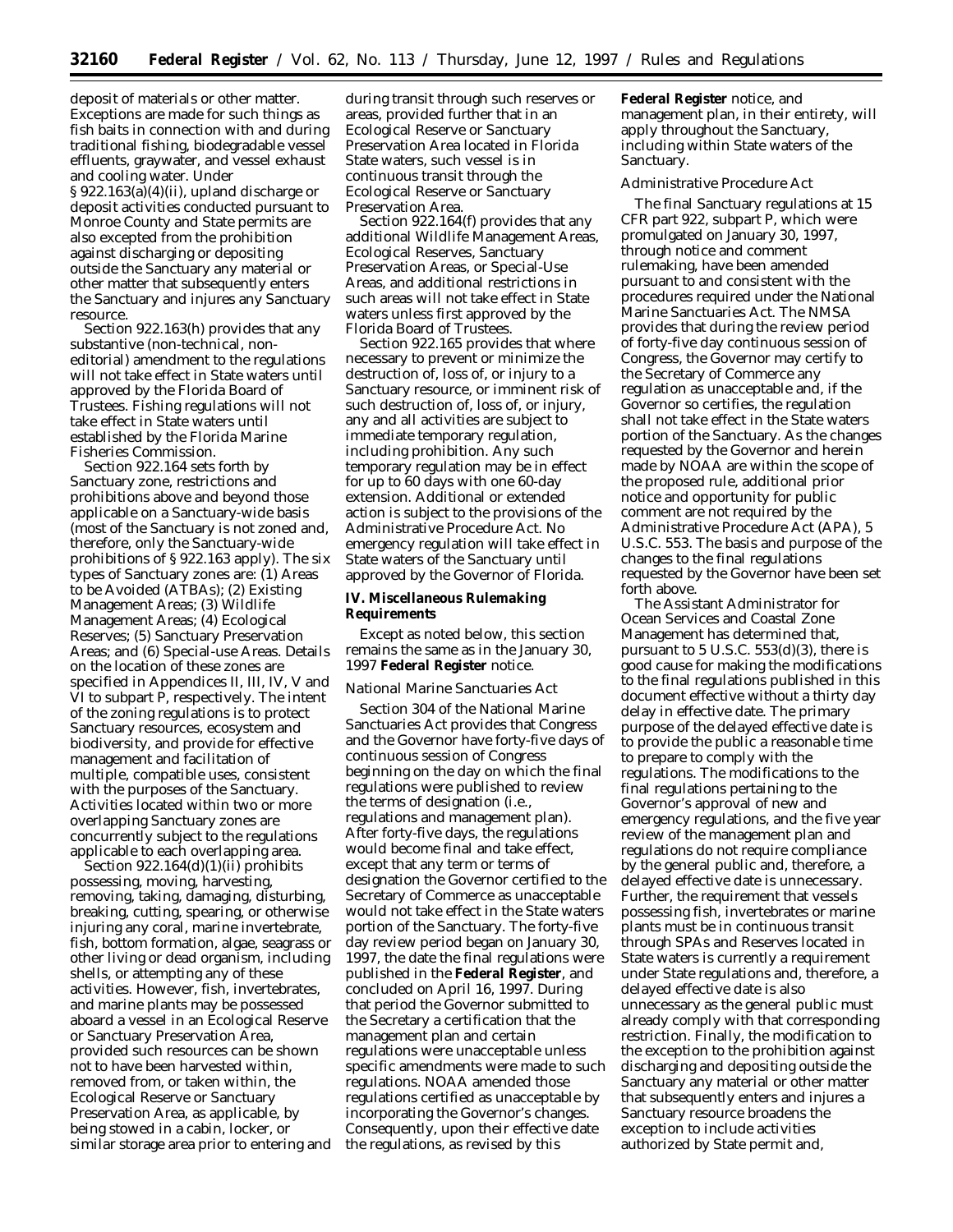deposit of materials or other matter. Exceptions are made for such things as fish baits in connection with and during traditional fishing, biodegradable vessel effluents, graywater, and vessel exhaust and cooling water. Under § 922.163(a)(4)(ii), upland discharge or deposit activities conducted pursuant to Monroe County and State permits are also excepted from the prohibition against discharging or depositing outside the Sanctuary any material or other matter that subsequently enters the Sanctuary and injures any Sanctuary resource.

Section 922.163(h) provides that any substantive (non-technical, non-editorial) amendment to the regulations will not take effect in State waters until approved by the Florida Board of Trustees. Fishing regulations will not take effect in State waters until established by the Florida Marine Fisheries Commission.

Section 922.164 sets forth by Sanctuary zone, restrictions and prohibitions above and beyond those applicable on a Sanctuary-wide basis (most of the Sanctuary is not zoned and, therefore, only the Sanctuary-wide prohibitions of § 922.163 apply). The six types of Sanctuary zones are: (1) Areas to be Avoided (ATBAs); (2) Existing Management Areas; (3) Wildlife Management Areas; (4) Ecological Reserves; (5) Sanctuary Preservation Areas; and (6) Special-use Areas. Details on the location of these zones are specified in Appendices II, III, IV, V and VI to subpart P, respectively. The intent of the zoning regulations is to protect Sanctuary resources, ecosystem and biodiversity, and provide for effective management and facilitation of multiple, compatible uses, consistent with the purposes of the Sanctuary. Activities located within two or more overlapping Sanctuary zones are concurrently subject to the regulations applicable to each overlapping area.

Section 922.164(d)(1)(ii) prohibits possessing, moving, harvesting, removing, taking, damaging, disturbing, breaking, cutting, spearing, or otherwise injuring any coral, marine invertebrate, fish, bottom formation, algae, seagrass or other living or dead organism, including shells, or attempting any of these activities. However, fish, invertebrates, and marine plants may be possessed aboard a vessel in an Ecological Reserve or Sanctuary Preservation Area, provided such resources can be shown not to have been harvested within, removed from, or taken within, the Ecological Reserve or Sanctuary Preservation Area, as applicable, by being stowed in a cabin, locker, or similar storage area prior to entering and during transit through such reserves or areas, provided further that in an Ecological Reserve or Sanctuary Preservation Area located in Florida State waters, such vessel is in continuous transit through the Ecological Reserve or Sanctuary Preservation Area.

Section 922.164(f) provides that any additional Wildlife Management Areas, Ecological Reserves, Sanctuary Preservation Areas, or Special-Use Areas, and additional restrictions in such areas will not take effect in State waters unless first approved by the Florida Board of Trustees.

Section 922.165 provides that where necessary to prevent or minimize the destruction of, loss of, or injury to a Sanctuary resource, or imminent risk of such destruction of, loss of, or injury, any and all activities are subject to immediate temporary regulation, including prohibition. Any such temporary regulation may be in effect for up to 60 days with one 60-day extension. Additional or extended action is subject to the provisions of the Administrative Procedure Act. No emergency regulation will take effect in State waters of the Sanctuary until approved by the Governor of Florida.

## IV. Miscellaneous Rulemaking Requirements

Except as noted below, this section remains the same as in the January 30, 1997 **Federal Register** notice.

*National Marine Sanctuaries Act*

Section 304 of the National Marine Sanctuaries Act provides that Congress and the Governor have forty-five days of continuous session of Congress beginning on the day on which the final regulations were published to review the terms of designation (i.e., regulations and management plan). After forty-five days, the regulations would become final and take effect, except that any term or terms of designation the Governor certified to the Secretary of Commerce as unacceptable would not take effect in the State waters portion of the Sanctuary. The forty-five day review period began on January 30, 1997, the date the final regulations were published in the **Federal Register**, and concluded on April 16, 1997. During that period the Governor submitted to the Secretary a certification that the management plan and certain regulations were unacceptable unless specific amendments were made to such regulations. NOAA amended those regulations certified as unacceptable by incorporating the Governor's changes. Consequently, upon their effective date the regulations, as revised by this **Federal Register** notice, and management plan, in their entirety, will apply throughout the Sanctuary, including within State waters of the Sanctuary.

*Administrative Procedure Act*

The final Sanctuary regulations at 15 CFR part 922, subpart P, which were promulgated on January 30, 1997, through notice and comment rulemaking, have been amended pursuant to and consistent with the procedures required under the National Marine Sanctuaries Act. The NMSA provides that during the review period of forty-five day continuous session of Congress, the Governor may certify to the Secretary of Commerce any regulation as unacceptable and, if the Governor so certifies, the regulation shall not take effect in the State waters portion of the Sanctuary. As the changes requested by the Governor and herein made by NOAA are within the scope of the proposed rule, additional prior notice and opportunity for public comment are not required by the Administrative Procedure Act (APA), 5 U.S.C. 553. The basis and purpose of the changes to the final regulations requested by the Governor have been set forth above.

The Assistant Administrator for Ocean Services and Coastal Zone Management has determined that, pursuant to 5 U.S.C. 553(d)(3), there is good cause for making the modifications to the final regulations published in this document effective without a thirty day delay in effective date. The primary purpose of the delayed effective date is to provide the public a reasonable time to prepare to comply with the regulations. The modifications to the final regulations pertaining to the Governor's approval of new and emergency regulations, and the five year review of the management plan and regulations do not require compliance by the general public and, therefore, a delayed effective date is unnecessary. Further, the requirement that vessels possessing fish, invertebrates or marine plants must be in continuous transit through SPAs and Reserves located in State waters is currently a requirement under State regulations and, therefore, a delayed effective date is also unnecessary as the general public must already comply with that corresponding restriction. Finally, the modification to the exception to the prohibition against discharging and depositing outside the Sanctuary any material or other matter that subsequently enters and injures a Sanctuary resource broadens the exception to include activities authorized by State permit and,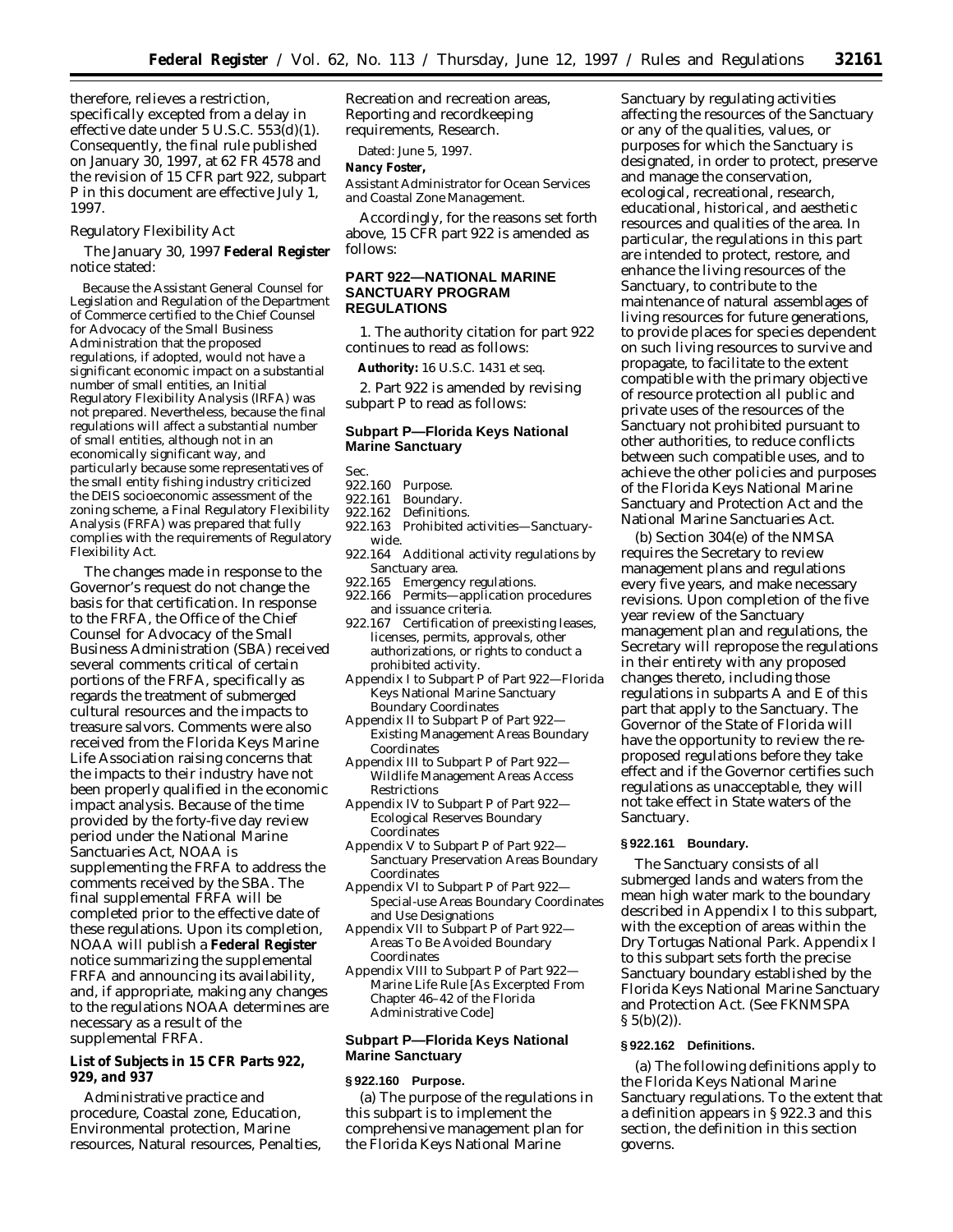therefore, relieves a restriction, specifically excepted from a delay in effective date under 5 U.S.C. 553(d)(1). Consequently, the final rule published on January 30, 1997, at 62 FR 4578 and the revision of 15 CFR part 922, subpart P in this document are effective July 1, 1997.

*Regulatory Flexibility Act*

The January 30, 1997 **Federal Register** notice stated:

> Because the Assistant General Counsel for Legislation and Regulation of the Department of Commerce certified to the Chief Counsel for Advocacy of the Small Business Administration that the proposed regulations, if adopted, would not have a significant economic impact on a substantial number of small entities, an Initial Regulatory Flexibility Analysis (IRFA) was not prepared. Nevertheless, because the final regulations will affect a substantial number of small entities, although not in an economically significant way, and particularly because some representatives of the small entity fishing industry criticized the DEIS socioeconomic assessment of the zoning scheme, a Final Regulatory Flexibility Analysis (FRFA) was prepared that fully complies with the requirements of Regulatory Flexibility Act.

The changes made in response to the Governor's request do not change the basis for that certification. In response to the FRFA, the Office of the Chief Counsel for Advocacy of the Small Business Administration (SBA) received several comments critical of certain portions of the FRFA, specifically as regards the treatment of submerged cultural resources and the impacts to treasure salvors. Comments were also received from the Florida Keys Marine Life Association raising concerns that the impacts to their industry have not been properly qualified in the economic impact analysis. Because of the time provided by the forty-five day review period under the National Marine Sanctuaries Act, NOAA is supplementing the FRFA to address the comments received by the SBA. The final supplemental FRFA will be completed prior to the effective date of these regulations. Upon its completion, NOAA will publish a **Federal Register** notice summarizing the supplemental FRFA and announcing its availability, and, if appropriate, making any changes to the regulations NOAA determines are necessary as a result of the supplemental FRFA.

**List of Subjects in 15 CFR Parts 922, 929, and 937**

Administrative practice and procedure, Coastal zone, Education, Environmental protection, Marine resources, Natural resources, Penalties, Recreation and recreation areas, Reporting and recordkeeping requirements, Research.

Dated: June 5, 1997.

**Nancy Foster,**

*Assistant Administrator for Ocean Services and Coastal Zone Management.*

Accordingly, for the reasons set forth above, 15 CFR part 922 is amended as follows:

## PART 922—NATIONAL MARINE SANCTUARY PROGRAM REGULATIONS

1. The authority citation for part 922 continues to read as follows:

**Authority:** 16 U.S.C. 1431 *et seq.*

2. Part 922 is amended by revising subpart P to read as follows:

### Subpart P—Florida Keys National Marine Sanctuary

Sec.
922.160 Purpose.
922.161 Boundary.
922.162 Definitions.
922.163 Prohibited activities—Sanctuary-wide.
922.164 Additional activity regulations by Sanctuary area.
922.165 Emergency regulations.
922.166 Permits—application procedures and issuance criteria.
922.167 Certification of preexisting leases, licenses, permits, approvals, other authorizations, or rights to conduct a prohibited activity.
Appendix I to Subpart P of Part 922—Florida Keys National Marine Sanctuary Boundary Coordinates
Appendix II to Subpart P of Part 922—Existing Management Areas Boundary Coordinates
Appendix III to Subpart P of Part 922—Wildlife Management Areas Access Restrictions
Appendix IV to Subpart P of Part 922—Ecological Reserves Boundary Coordinates
Appendix V to Subpart P of Part 922—Sanctuary Preservation Areas Boundary Coordinates
Appendix VI to Subpart P of Part 922—Special-use Areas Boundary Coordinates and Use Designations
Appendix VII to Subpart P of Part 922—Areas To Be Avoided Boundary Coordinates
Appendix VIII to Subpart P of Part 922—Marine Life Rule [As Excerpted From Chapter 46–42 of the Florida Administrative Code]

### Subpart P—Florida Keys National Marine Sanctuary

#### § 922.160 Purpose.

(a) The purpose of the regulations in this subpart is to implement the comprehensive management plan for the Florida Keys National Marine Sanctuary by regulating activities affecting the resources of the Sanctuary or any of the qualities, values, or purposes for which the Sanctuary is designated, in order to protect, preserve and manage the conservation, ecological, recreational, research, educational, historical, and aesthetic resources and qualities of the area. In particular, the regulations in this part are intended to protect, restore, and enhance the living resources of the Sanctuary, to contribute to the maintenance of natural assemblages of living resources for future generations, to provide places for species dependent on such living resources to survive and propagate, to facilitate to the extent compatible with the primary objective of resource protection all public and private uses of the resources of the Sanctuary not prohibited pursuant to other authorities, to reduce conflicts between such compatible uses, and to achieve the other policies and purposes of the Florida Keys National Marine Sanctuary and Protection Act and the National Marine Sanctuaries Act.

(b) Section 304(e) of the NMSA requires the Secretary to review management plans and regulations every five years, and make necessary revisions. Upon completion of the five year review of the Sanctuary management plan and regulations, the Secretary will repropose the regulations in their entirety with any proposed changes thereto, including those regulations in subparts A and E of this part that apply to the Sanctuary. The Governor of the State of Florida will have the opportunity to review the re-proposed regulations before they take effect and if the Governor certifies such regulations as unacceptable, they will not take effect in State waters of the Sanctuary.

#### § 922.161 Boundary.

The Sanctuary consists of all submerged lands and waters from the mean high water mark to the boundary described in Appendix I to this subpart, with the exception of areas within the Dry Tortugas National Park. Appendix I to this subpart sets forth the precise Sanctuary boundary established by the Florida Keys National Marine Sanctuary and Protection Act. (See FKNMSPA § 5(b)(2)).

#### § 922.162 Definitions.

(a) The following definitions apply to the Florida Keys National Marine Sanctuary regulations. To the extent that a definition appears in § 922.3 and this section, the definition in this section governs.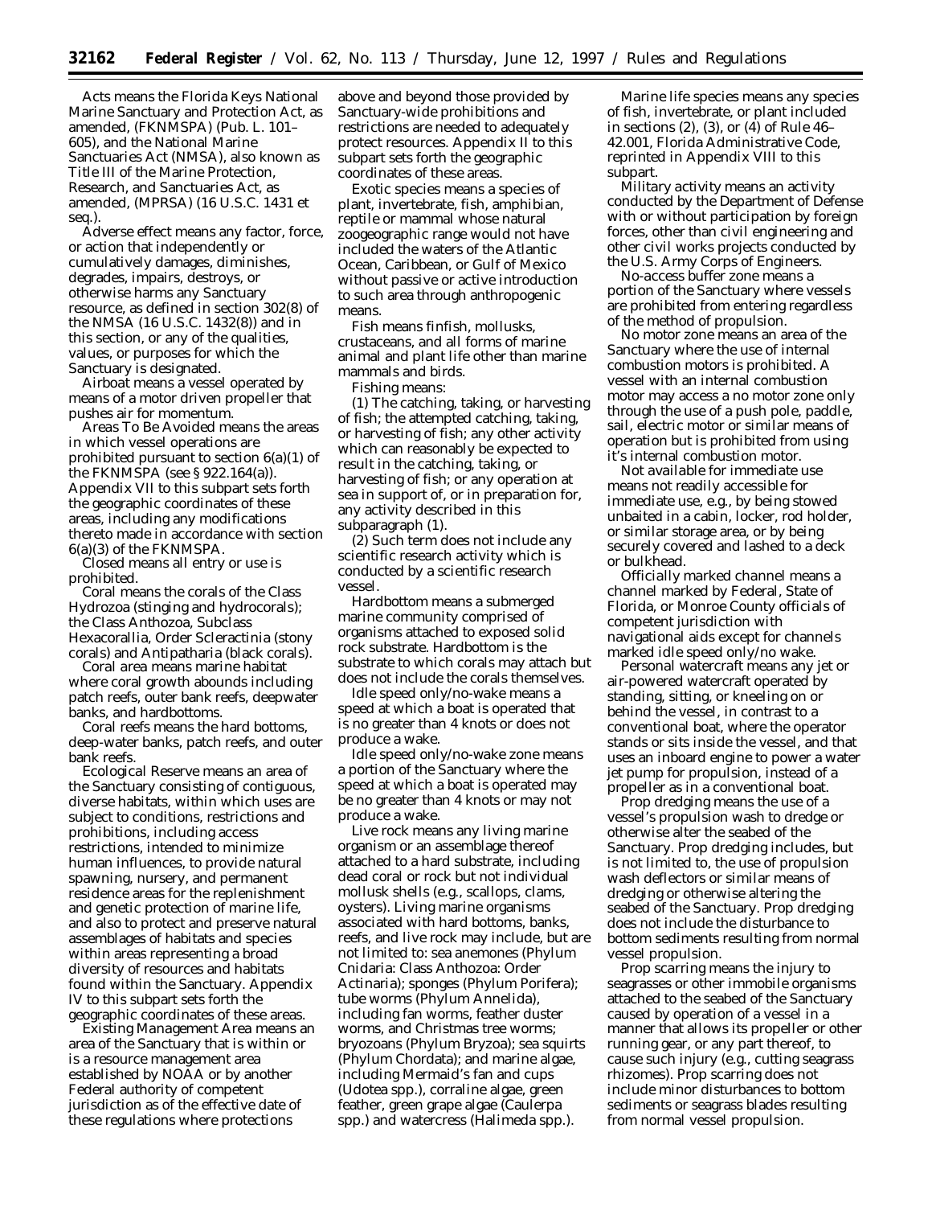*Acts* means the Florida Keys National Marine Sanctuary and Protection Act, as amended, (FKNMSPA) (Pub. L. 101–605), and the National Marine Sanctuaries Act (NMSA), also known as Title III of the Marine Protection, Research, and Sanctuaries Act, as amended, (MPRSA) (16 U.S.C. 1431 et seq.).

*Adverse effect* means any factor, force, or action that independently or cumulatively damages, diminishes, degrades, impairs, destroys, or otherwise harms any Sanctuary resource, as defined in section 302(8) of the NMSA (16 U.S.C. 1432(8)) and in this section, or any of the qualities, values, or purposes for which the Sanctuary is designated.

*Airboat* means a vessel operated by means of a motor driven propeller that pushes air for momentum.

*Areas To Be Avoided* means the areas in which vessel operations are prohibited pursuant to section 6(a)(1) of the FKNMSPA (see § 922.164(a)). Appendix VII to this subpart sets forth the geographic coordinates of these areas, including any modifications thereto made in accordance with section 6(a)(3) of the FKNMSPA.

*Closed* means all entry or use is prohibited.

*Coral* means the corals of the Class Hydrozoa (stinging and hydrocorals); the Class Anthozoa, Subclass Hexacorallia, Order Scleractinia (stony corals) and Antipatharia (black corals).

*Coral area* means marine habitat where coral growth abounds including patch reefs, outer bank reefs, deepwater banks, and hardbottoms.

*Coral reefs* means the hard bottoms, deep-water banks, patch reefs, and outer bank reefs.

*Ecological Reserve* means an area of the Sanctuary consisting of contiguous, diverse habitats, within which uses are subject to conditions, restrictions and prohibitions, including access restrictions, intended to minimize human influences, to provide natural spawning, nursery, and permanent residence areas for the replenishment and genetic protection of marine life, and also to protect and preserve natural assemblages of habitats and species within areas representing a broad diversity of resources and habitats found within the Sanctuary. Appendix IV to this subpart sets forth the geographic coordinates of these areas.

*Existing Management Area* means an area of the Sanctuary that is within or is a resource management area established by NOAA or by another Federal authority of competent jurisdiction as of the effective date of these regulations where protections above and beyond those provided by Sanctuary-wide prohibitions and restrictions are needed to adequately protect resources. Appendix II to this subpart sets forth the geographic coordinates of these areas.

*Exotic species* means a species of plant, invertebrate, fish, amphibian, reptile or mammal whose natural zoogeographic range would not have included the waters of the Atlantic Ocean, Caribbean, or Gulf of Mexico without passive or active introduction to such area through anthropogenic means.

*Fish* means finfish, mollusks, crustaceans, and all forms of marine animal and plant life other than marine mammals and birds.

*Fishing* means:

(1) The catching, taking, or harvesting of fish; the attempted catching, taking, or harvesting of fish; any other activity which can reasonably be expected to result in the catching, taking, or harvesting of fish; or any operation at sea in support of, or in preparation for, any activity described in this subparagraph (1).

(2) Such term does not include any scientific research activity which is conducted by a scientific research vessel.

*Hardbottom* means a submerged marine community comprised of organisms attached to exposed solid rock substrate. Hardbottom is the substrate to which corals may attach but does not include the corals themselves.

*Idle speed only/no-wake* means a speed at which a boat is operated that is no greater than 4 knots or does not produce a wake.

*Idle speed only/no-wake zone* means a portion of the Sanctuary where the speed at which a boat is operated may be no greater than 4 knots or may not produce a wake.

*Live rock* means any living marine organism or an assemblage thereof attached to a hard substrate, including dead coral or rock but not individual mollusk shells (e.g., scallops, clams, oysters). Living marine organisms associated with hard bottoms, banks, reefs, and live rock may include, but are not limited to: sea anemones (Phylum Cnidaria: Class Anthozoa: Order Actinaria); sponges (Phylum Porifera); tube worms (Phylum Annelida), including fan worms, feather duster worms, and Christmas tree worms; bryozoans (Phylum Bryzoa); sea squirts (Phylum Chordata); and marine algae, including Mermaid's fan and cups (Udotea spp.), corraline algae, green feather, green grape algae (Caulerpa spp.) and watercress (Halimeda spp.).

*Marine life species* means any species of fish, invertebrate, or plant included in sections (2), (3), or (4) of Rule 46–42.001, Florida Administrative Code, reprinted in Appendix VIII to this subpart.

*Military activity* means an activity conducted by the Department of Defense with or without participation by foreign forces, other than civil engineering and other civil works projects conducted by the U.S. Army Corps of Engineers.

*No-access buffer zone* means a portion of the Sanctuary where vessels are prohibited from entering regardless of the method of propulsion.

*No motor zone* means an area of the Sanctuary where the use of internal combustion motors is prohibited. A vessel with an internal combustion motor may access a no motor zone only through the use of a push pole, paddle, sail, electric motor or similar means of operation but is prohibited from using it's internal combustion motor.

*Not available for immediate use* means not readily accessible for immediate use, e.g., by being stowed unbaited in a cabin, locker, rod holder, or similar storage area, or by being securely covered and lashed to a deck or bulkhead.

*Officially marked channel* means a channel marked by Federal, State of Florida, or Monroe County officials of competent jurisdiction with navigational aids except for channels marked idle speed only/no wake.

*Personal watercraft* means any jet or air-powered watercraft operated by standing, sitting, or kneeling on or behind the vessel, in contrast to a conventional boat, where the operator stands or sits inside the vessel, and that uses an inboard engine to power a water jet pump for propulsion, instead of a propeller as in a conventional boat.

*Prop dredging* means the use of a vessel's propulsion wash to dredge or otherwise alter the seabed of the Sanctuary. Prop dredging includes, but is not limited to, the use of propulsion wash deflectors or similar means of dredging or otherwise altering the seabed of the Sanctuary. Prop dredging does not include the disturbance to bottom sediments resulting from normal vessel propulsion.

*Prop scarring* means the injury to seagrasses or other immobile organisms attached to the seabed of the Sanctuary caused by operation of a vessel in a manner that allows its propeller or other running gear, or any part thereof, to cause such injury (e.g., cutting seagrass rhizomes). Prop scarring does not include minor disturbances to bottom sediments or seagrass blades resulting from normal vessel propulsion.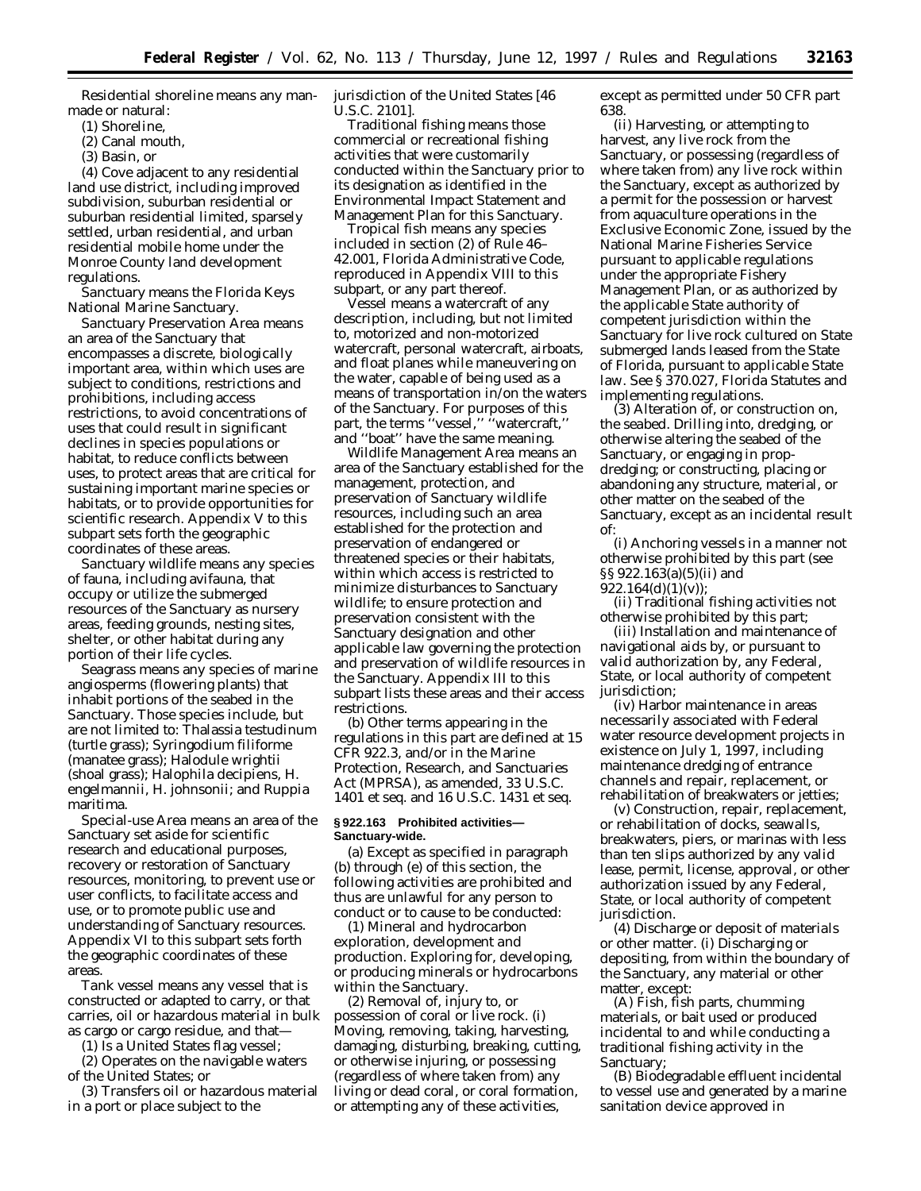*Residential shoreline* means any man-made or natural:

(1) Shoreline,

(2) Canal mouth,

(3) Basin, or

(4) Cove adjacent to any residential land use district, including improved subdivision, suburban residential or suburban residential limited, sparsely settled, urban residential, and urban residential mobile home under the Monroe County land development regulations.

*Sanctuary* means the Florida Keys National Marine Sanctuary.

*Sanctuary Preservation Area* means an area of the Sanctuary that encompasses a discrete, biologically important area, within which uses are subject to conditions, restrictions and prohibitions, including access restrictions, to avoid concentrations of uses that could result in significant declines in species populations or habitat, to reduce conflicts between uses, to protect areas that are critical for sustaining important marine species or habitats, or to provide opportunities for scientific research. Appendix V to this subpart sets forth the geographic coordinates of these areas.

*Sanctuary wildlife* means any species of fauna, including avifauna, that occupy or utilize the submerged resources of the Sanctuary as nursery areas, feeding grounds, nesting sites, shelter, or other habitat during any portion of their life cycles.

*Seagrass* means any species of marine angiosperms (flowering plants) that inhabit portions of the seabed in the Sanctuary. Those species include, but are not limited to: *Thalassia testudinum* (turtle grass); *Syringodium filiforme* (manatee grass); *Halodule wrightii* (shoal grass); *Halophila decipiens, H. engelmannii, H. johnsonii;* and *Ruppia maritima.*

*Special-use Area* means an area of the Sanctuary set aside for scientific research and educational purposes, recovery or restoration of Sanctuary resources, monitoring, to prevent use or user conflicts, to facilitate access and use, or to promote public use and understanding of Sanctuary resources. Appendix VI to this subpart sets forth the geographic coordinates of these areas.

*Tank vessel* means any vessel that is constructed or adapted to carry, or that carries, oil or hazardous material in bulk as cargo or cargo residue, and that—

(1) Is a United States flag vessel;

(2) Operates on the navigable waters of the United States; or

(3) Transfers oil or hazardous material in a port or place subject to the jurisdiction of the United States [46 U.S.C. 2101].

*Traditional fishing* means those commercial or recreational fishing activities that were customarily conducted within the Sanctuary prior to its designation as identified in the Environmental Impact Statement and Management Plan for this Sanctuary.

*Tropical fish* means any species included in section (2) of Rule 46–42.001, Florida Administrative Code, reproduced in Appendix VIII to this subpart, or any part thereof.

*Vessel* means a watercraft of any description, including, but not limited to, motorized and non-motorized watercraft, personal watercraft, airboats, and float planes while maneuvering on the water, capable of being used as a means of transportation in/on the waters of the Sanctuary. For purposes of this part, the terms ''vessel,'' ''watercraft,'' and ''boat'' have the same meaning.

*Wildlife Management Area* means an area of the Sanctuary established for the management, protection, and preservation of Sanctuary wildlife resources, including such an area established for the protection and preservation of endangered or threatened species or their habitats, within which access is restricted to minimize disturbances to Sanctuary wildlife; to ensure protection and preservation consistent with the Sanctuary designation and other applicable law governing the protection and preservation of wildlife resources in the Sanctuary. Appendix III to this subpart lists these areas and their access restrictions.

(b) Other terms appearing in the regulations in this part are defined at 15 CFR 922.3, and/or in the Marine Protection, Research, and Sanctuaries Act (MPRSA), as amended, 33 U.S.C. 1401 *et seq.* and 16 U.S.C. 1431 *et seq.*

### § 922.163 Prohibited activities—Sanctuary-wide.

(a) Except as specified in paragraph (b) through (e) of this section, the following activities are prohibited and thus are unlawful for any person to conduct or to cause to be conducted:

(1) *Mineral and hydrocarbon exploration, development and production.* Exploring for, developing, or producing minerals or hydrocarbons within the Sanctuary.

(2) *Removal of, injury to, or possession of coral or live rock.* (i) Moving, removing, taking, harvesting, damaging, disturbing, breaking, cutting, or otherwise injuring, or possessing (regardless of where taken from) any living or dead coral, or coral formation, or attempting any of these activities, except as permitted under 50 CFR part 638.

(ii) Harvesting, or attempting to harvest, any live rock from the Sanctuary, or possessing (regardless of where taken from) any live rock within the Sanctuary, except as authorized by a permit for the possession or harvest from aquaculture operations in the Exclusive Economic Zone, issued by the National Marine Fisheries Service pursuant to applicable regulations under the appropriate Fishery Management Plan, or as authorized by the applicable State authority of competent jurisdiction within the Sanctuary for live rock cultured on State submerged lands leased from the State of Florida, pursuant to applicable State law. See § 370.027, Florida Statutes and implementing regulations.

(3) *Alteration of, or construction on, the seabed.* Drilling into, dredging, or otherwise altering the seabed of the Sanctuary, or engaging in prop-dredging; or constructing, placing or abandoning any structure, material, or other matter on the seabed of the Sanctuary, except as an incidental result of:

(i) Anchoring vessels in a manner not otherwise prohibited by this part (see §§ 922.163(a)(5)(ii) and 922.164(d)(1)(v));

(ii) Traditional fishing activities not otherwise prohibited by this part;

(iii) Installation and maintenance of navigational aids by, or pursuant to valid authorization by, any Federal, State, or local authority of competent jurisdiction;

(iv) Harbor maintenance in areas necessarily associated with Federal water resource development projects in existence on July 1, 1997, including maintenance dredging of entrance channels and repair, replacement, or rehabilitation of breakwaters or jetties;

(v) Construction, repair, replacement, or rehabilitation of docks, seawalls, breakwaters, piers, or marinas with less than ten slips authorized by any valid lease, permit, license, approval, or other authorization issued by any Federal, State, or local authority of competent jurisdiction.

(4) *Discharge or deposit of materials or other matter.* (i) Discharging or depositing, from within the boundary of the Sanctuary, any material or other matter, except:

(A) Fish, fish parts, chumming materials, or bait used or produced incidental to and while conducting a traditional fishing activity in the Sanctuary;

(B) Biodegradable effluent incidental to vessel use and generated by a marine sanitation device approved in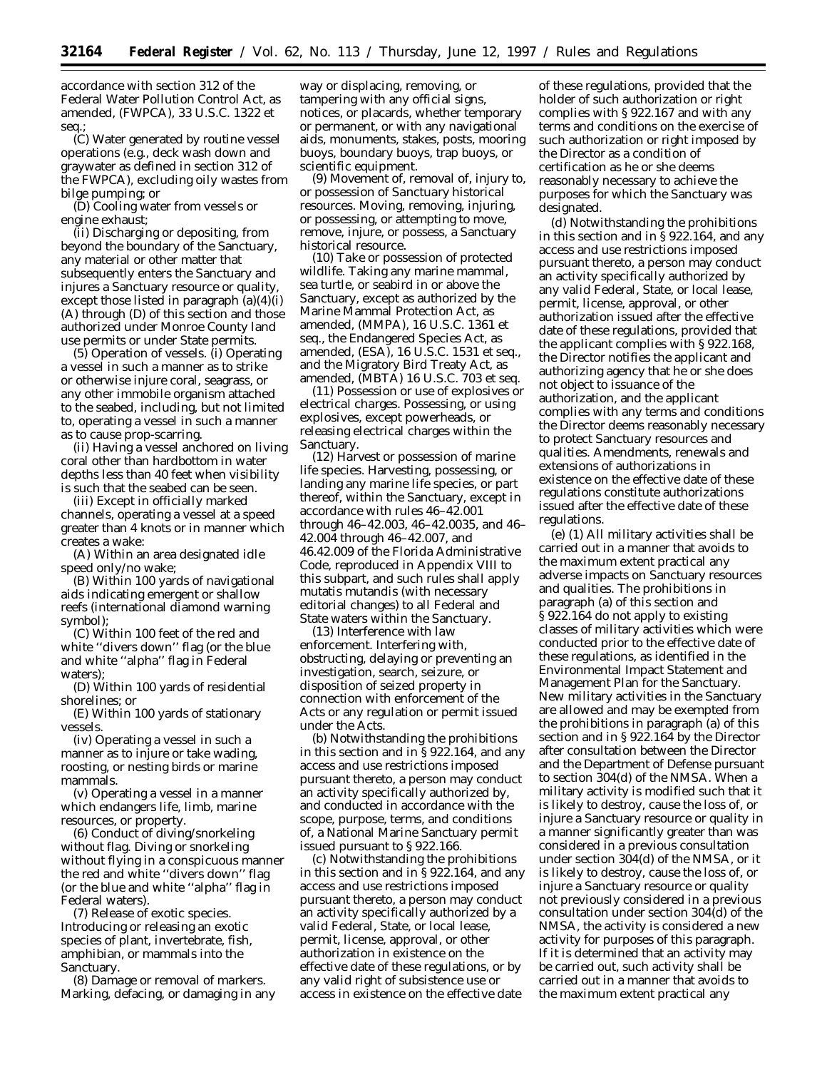accordance with section 312 of the Federal Water Pollution Control Act, as amended, (FWPCA), 33 U.S.C. 1322 *et seq.*;

(C) Water generated by routine vessel operations (e.g., deck wash down and graywater as defined in section 312 of the FWPCA), excluding oily wastes from bilge pumping; or

(D) Cooling water from vessels or engine exhaust;

(ii) Discharging or depositing, from beyond the boundary of the Sanctuary, any material or other matter that subsequently enters the Sanctuary and injures a Sanctuary resource or quality, except those listed in paragraph (a)(4)(i) (A) through (D) of this section and those authorized under Monroe County land use permits or under State permits.

(5) *Operation of vessels.* (i) Operating a vessel in such a manner as to strike or otherwise injure coral, seagrass, or any other immobile organism attached to the seabed, including, but not limited to, operating a vessel in such a manner as to cause prop-scarring.

(ii) Having a vessel anchored on living coral other than hardbottom in water depths less than 40 feet when visibility is such that the seabed can be seen.

(iii) Except in officially marked channels, operating a vessel at a speed greater than 4 knots or in manner which creates a wake:

(A) Within an area designated idle speed only/no wake;

(B) Within 100 yards of navigational aids indicating emergent or shallow reefs (international diamond warning symbol);

(C) Within 100 feet of the red and white ''divers down'' flag (or the blue and white ''alpha'' flag in Federal waters);

(D) Within 100 yards of residential shorelines; or

(E) Within 100 yards of stationary vessels.

(iv) Operating a vessel in such a manner as to injure or take wading, roosting, or nesting birds or marine mammals.

(v) Operating a vessel in a manner which endangers life, limb, marine resources, or property.

(6) *Conduct of diving/snorkeling without flag.* Diving or snorkeling without flying in a conspicuous manner the red and white ''divers down'' flag (or the blue and white ''alpha'' flag in Federal waters).

(7) *Release of exotic species.* Introducing or releasing an exotic species of plant, invertebrate, fish, amphibian, or mammals into the Sanctuary.

(8) *Damage or removal of markers.* Marking, defacing, or damaging in any way or displacing, removing, or tampering with any official signs, notices, or placards, whether temporary or permanent, or with any navigational aids, monuments, stakes, posts, mooring buoys, boundary buoys, trap buoys, or scientific equipment.

(9) *Movement of, removal of, injury to, or possession of Sanctuary historical resources.* Moving, removing, injuring, or possessing, or attempting to move, remove, injure, or possess, a Sanctuary historical resource.

(10) *Take or possession of protected wildlife.* Taking any marine mammal, sea turtle, or seabird in or above the Sanctuary, except as authorized by the Marine Mammal Protection Act, as amended, (MMPA), 16 U.S.C. 1361 *et seq.*, the Endangered Species Act, as amended, (ESA), 16 U.S.C. 1531 *et seq.*, and the Migratory Bird Treaty Act, as amended, (MBTA) 16 U.S.C. 703 *et seq.*

(11) *Possession or use of explosives or electrical charges.* Possessing, or using explosives, except powerheads, or releasing electrical charges within the Sanctuary.

(12) *Harvest or possession of marine life species.* Harvesting, possessing, or landing any marine life species, or part thereof, within the Sanctuary, except in accordance with rules 46–42.001 through 46–42.003, 46–42.0035, and 46–42.004 through 46–42.007, and 46.42.009 of the Florida Administrative Code, reproduced in Appendix VIII to this subpart, and such rules shall apply *mutatis mutandis* (with necessary editorial changes) to all Federal and State waters within the Sanctuary.

(13) *Interference with law enforcement.* Interfering with, obstructing, delaying or preventing an investigation, search, seizure, or disposition of seized property in connection with enforcement of the Acts or any regulation or permit issued under the Acts.

(b) Notwithstanding the prohibitions in this section and in § 922.164, and any access and use restrictions imposed pursuant thereto, a person may conduct an activity specifically authorized by, and conducted in accordance with the scope, purpose, terms, and conditions of, a National Marine Sanctuary permit issued pursuant to § 922.166.

(c) Notwithstanding the prohibitions in this section and in § 922.164, and any access and use restrictions imposed pursuant thereto, a person may conduct an activity specifically authorized by a valid Federal, State, or local lease, permit, license, approval, or other authorization in existence on the effective date of these regulations, or by any valid right of subsistence use or access in existence on the effective date of these regulations, provided that the holder of such authorization or right complies with § 922.167 and with any terms and conditions on the exercise of such authorization or right imposed by the Director as a condition of certification as he or she deems reasonably necessary to achieve the purposes for which the Sanctuary was designated.

(d) Notwithstanding the prohibitions in this section and in § 922.164, and any access and use restrictions imposed pursuant thereto, a person may conduct an activity specifically authorized by any valid Federal, State, or local lease, permit, license, approval, or other authorization issued after the effective date of these regulations, provided that the applicant complies with § 922.168, the Director notifies the applicant and authorizing agency that he or she does not object to issuance of the authorization, and the applicant complies with any terms and conditions the Director deems reasonably necessary to protect Sanctuary resources and qualities. Amendments, renewals and extensions of authorizations in existence on the effective date of these regulations constitute authorizations issued after the effective date of these regulations.

(e) (1) All military activities shall be carried out in a manner that avoids to the maximum extent practical any adverse impacts on Sanctuary resources and qualities. The prohibitions in paragraph (a) of this section and § 922.164 do not apply to existing classes of military activities which were conducted prior to the effective date of these regulations, as identified in the Environmental Impact Statement and Management Plan for the Sanctuary. New military activities in the Sanctuary are allowed and may be exempted from the prohibitions in paragraph (a) of this section and in § 922.164 by the Director after consultation between the Director and the Department of Defense pursuant to section 304(d) of the NMSA. When a military activity is modified such that it is likely to destroy, cause the loss of, or injure a Sanctuary resource or quality in a manner significantly greater than was considered in a previous consultation under section 304(d) of the NMSA, or it is likely to destroy, cause the loss of, or injure a Sanctuary resource or quality not previously considered in a previous consultation under section 304(d) of the NMSA, the activity is considered a new activity for purposes of this paragraph. If it is determined that an activity may be carried out, such activity shall be carried out in a manner that avoids to the maximum extent practical any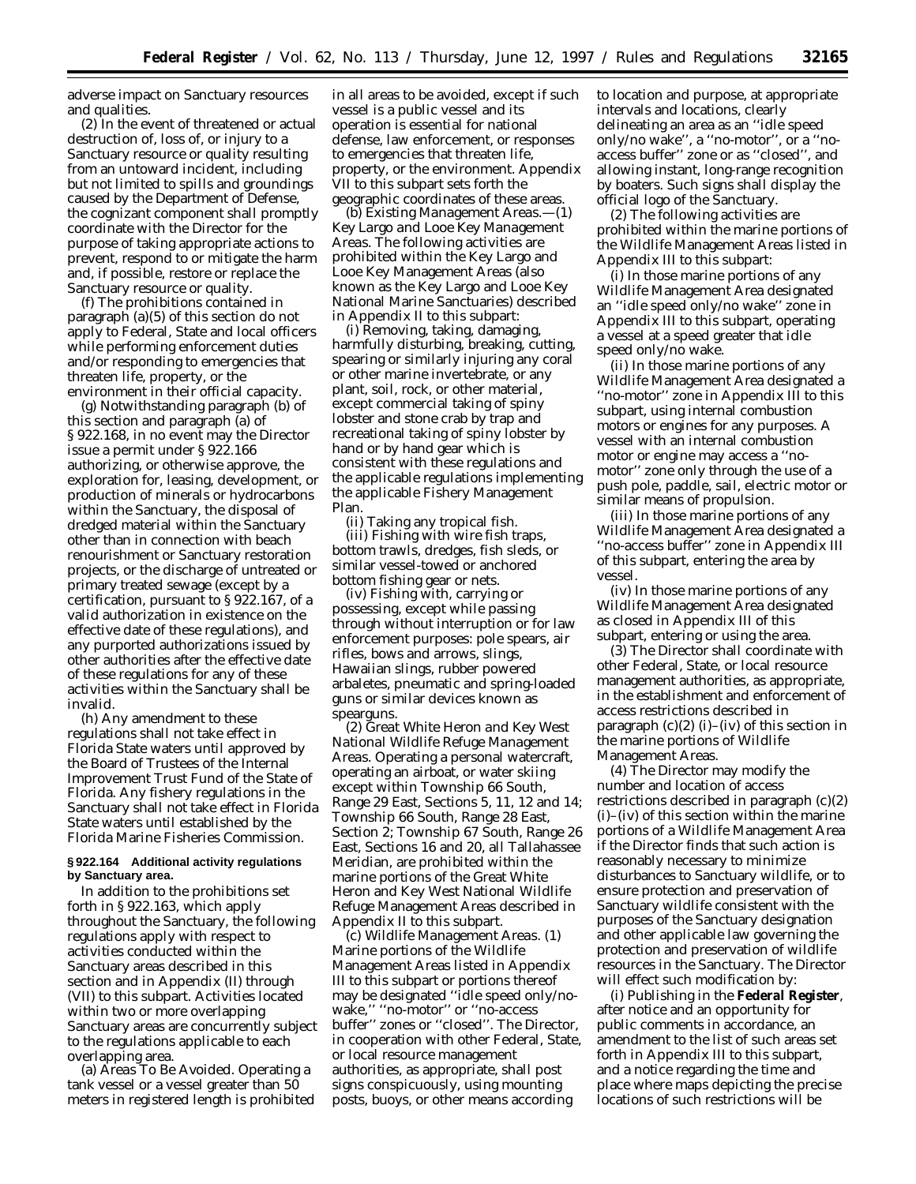adverse impact on Sanctuary resources and qualities.

(2) In the event of threatened or actual destruction of, loss of, or injury to a Sanctuary resource or quality resulting from an untoward incident, including but not limited to spills and groundings caused by the Department of Defense, the cognizant component shall promptly coordinate with the Director for the purpose of taking appropriate actions to prevent, respond to or mitigate the harm and, if possible, restore or replace the Sanctuary resource or quality.

(f) The prohibitions contained in paragraph (a)(5) of this section do not apply to Federal, State and local officers while performing enforcement duties and/or responding to emergencies that threaten life, property, or the environment in their official capacity.

(g) Notwithstanding paragraph (b) of this section and paragraph (a) of § 922.168, in no event may the Director issue a permit under § 922.166 authorizing, or otherwise approve, the exploration for, leasing, development, or production of minerals or hydrocarbons within the Sanctuary, the disposal of dredged material within the Sanctuary other than in connection with beach renourishment or Sanctuary restoration projects, or the discharge of untreated or primary treated sewage (except by a certification, pursuant to § 922.167, of a valid authorization in existence on the effective date of these regulations), and any purported authorizations issued by other authorities after the effective date of these regulations for any of these activities within the Sanctuary shall be invalid.

(h) Any amendment to these regulations shall not take effect in Florida State waters until approved by the Board of Trustees of the Internal Improvement Trust Fund of the State of Florida. Any fishery regulations in the Sanctuary shall not take effect in Florida State waters until established by the Florida Marine Fisheries Commission.

## § 922.164 Additional activity regulations by Sanctuary area.

In addition to the prohibitions set forth in § 922.163, which apply throughout the Sanctuary, the following regulations apply with respect to activities conducted within the Sanctuary areas described in this section and in Appendix (II) through (VII) to this subpart. Activities located within two or more overlapping Sanctuary areas are concurrently subject to the regulations applicable to each overlapping area.

(a) *Areas To Be Avoided.* Operating a tank vessel or a vessel greater than 50 meters in registered length is prohibited in all areas to be avoided, except if such vessel is a public vessel and its operation is essential for national defense, law enforcement, or responses to emergencies that threaten life, property, or the environment. Appendix VII to this subpart sets forth the geographic coordinates of these areas.

(b) *Existing Management Areas.*—(1) *Key Largo and Looe Key Management Areas.* The following activities are prohibited within the Key Largo and Looe Key Management Areas (also known as the Key Largo and Looe Key National Marine Sanctuaries) described in Appendix II to this subpart:

(i) Removing, taking, damaging, harmfully disturbing, breaking, cutting, spearing or similarly injuring any coral or other marine invertebrate, or any plant, soil, rock, or other material, except commercial taking of spiny lobster and stone crab by trap and recreational taking of spiny lobster by hand or by hand gear which is consistent with these regulations and the applicable regulations implementing the applicable Fishery Management Plan.

(ii) Taking any tropical fish.

(iii) Fishing with wire fish traps, bottom trawls, dredges, fish sleds, or similar vessel-towed or anchored bottom fishing gear or nets.

(iv) Fishing with, carrying or possessing, except while passing through without interruption or for law enforcement purposes: pole spears, air rifles, bows and arrows, slings, Hawaiian slings, rubber powered arbaletes, pneumatic and spring-loaded guns or similar devices known as spearguns.

(2) *Great White Heron and Key West National Wildlife Refuge Management Areas.* Operating a personal watercraft, operating an airboat, or water skiing except within Township 66 South, Range 29 East, Sections 5, 11, 12 and 14; Township 66 South, Range 28 East, Section 2; Township 67 South, Range 26 East, Sections 16 and 20, all Tallahassee Meridian, are prohibited within the marine portions of the Great White Heron and Key West National Wildlife Refuge Management Areas described in Appendix II to this subpart.

(c) *Wildlife Management Areas.* (1) Marine portions of the Wildlife Management Areas listed in Appendix III to this subpart or portions thereof may be designated ''idle speed only/no-wake,'' ''no-motor'' or ''no-access buffer'' zones or ''closed''. The Director, in cooperation with other Federal, State, or local resource management authorities, as appropriate, shall post signs conspicuously, using mounting posts, buoys, or other means according to location and purpose, at appropriate intervals and locations, clearly delineating an area as an ''idle speed only/no wake'', a ''no-motor'', or a ''no-access buffer'' zone or as ''closed'', and allowing instant, long-range recognition by boaters. Such signs shall display the official logo of the Sanctuary.

(2) The following activities are prohibited within the marine portions of the Wildlife Management Areas listed in Appendix III to this subpart:

(i) In those marine portions of any Wildlife Management Area designated an ''idle speed only/no wake'' zone in Appendix III to this subpart, operating a vessel at a speed greater that idle speed only/no wake.

(ii) In those marine portions of any Wildlife Management Area designated a ''no-motor'' zone in Appendix III to this subpart, using internal combustion motors or engines for any purposes. A vessel with an internal combustion motor or engine may access a ''no-motor'' zone only through the use of a push pole, paddle, sail, electric motor or similar means of propulsion.

(iii) In those marine portions of any Wildlife Management Area designated a ''no-access buffer'' zone in Appendix III of this subpart, entering the area by vessel.

(iv) In those marine portions of any Wildlife Management Area designated as closed in Appendix III of this subpart, entering or using the area.

(3) The Director shall coordinate with other Federal, State, or local resource management authorities, as appropriate, in the establishment and enforcement of access restrictions described in paragraph (c)(2) (i)–(iv) of this section in the marine portions of Wildlife Management Areas.

(4) The Director may modify the number and location of access restrictions described in paragraph (c)(2) (i)–(iv) of this section within the marine portions of a Wildlife Management Area if the Director finds that such action is reasonably necessary to minimize disturbances to Sanctuary wildlife, or to ensure protection and preservation of Sanctuary wildlife consistent with the purposes of the Sanctuary designation and other applicable law governing the protection and preservation of wildlife resources in the Sanctuary. The Director will effect such modification by:

(i) Publishing in the **Federal Register**, after notice and an opportunity for public comments in accordance, an amendment to the list of such areas set forth in Appendix III to this subpart, and a notice regarding the time and place where maps depicting the precise locations of such restrictions will be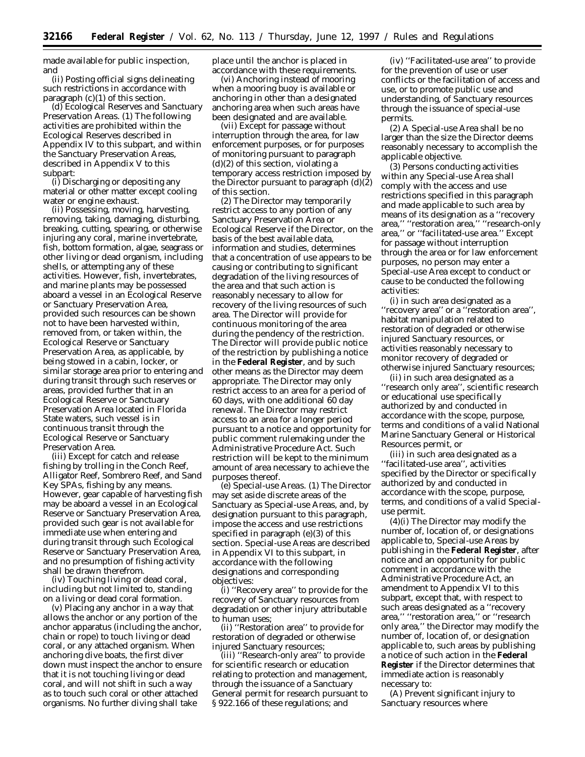made available for public inspection, and

(ii) Posting official signs delineating such restrictions in accordance with paragraph (c)(1) of this section.

(d) *Ecological Reserves and Sanctuary Preservation Areas.* (1) The following activities are prohibited within the Ecological Reserves described in Appendix IV to this subpart, and within the Sanctuary Preservation Areas, described in Appendix V to this subpart:

(i) Discharging or depositing any material or other matter except cooling water or engine exhaust.

(ii) Possessing, moving, harvesting, removing, taking, damaging, disturbing, breaking, cutting, spearing, or otherwise injuring any coral, marine invertebrate, fish, bottom formation, algae, seagrass or other living or dead organism, including shells, or attempting any of these activities. However, fish, invertebrates, and marine plants may be possessed aboard a vessel in an Ecological Reserve or Sanctuary Preservation Area, provided such resources can be shown not to have been harvested within, removed from, or taken within, the Ecological Reserve or Sanctuary Preservation Area, as applicable, by being stowed in a cabin, locker, or similar storage area prior to entering and during transit through such reserves or areas, provided further that in an Ecological Reserve or Sanctuary Preservation Area located in Florida State waters, such vessel is in continuous transit through the Ecological Reserve or Sanctuary Preservation Area.

(iii) Except for catch and release fishing by trolling in the Conch Reef, Alligator Reef, Sombrero Reef, and Sand Key SPAs, fishing by any means. However, gear capable of harvesting fish may be aboard a vessel in an Ecological Reserve or Sanctuary Preservation Area, provided such gear is not available for immediate use when entering and during transit through such Ecological Reserve or Sanctuary Preservation Area, and no presumption of fishing activity shall be drawn therefrom.

(iv) Touching living or dead coral, including but not limited to, standing on a living or dead coral formation.

(v) Placing any anchor in a way that allows the anchor or any portion of the anchor apparatus (including the anchor, chain or rope) to touch living or dead coral, or any attached organism. When anchoring dive boats, the first diver down must inspect the anchor to ensure that it is not touching living or dead coral, and will not shift in such a way as to touch such coral or other attached organisms. No further diving shall take place until the anchor is placed in accordance with these requirements.

(vi) Anchoring instead of mooring when a mooring buoy is available or anchoring in other than a designated anchoring area when such areas have been designated and are available.

(vii) Except for passage without interruption through the area, for law enforcement purposes, or for purposes of monitoring pursuant to paragraph (d)(2) of this section, violating a temporary access restriction imposed by the Director pursuant to paragraph (d)(2) of this section.

(2) The Director may temporarily restrict access to any portion of any Sanctuary Preservation Area or Ecological Reserve if the Director, on the basis of the best available data, information and studies, determines that a concentration of use appears to be causing or contributing to significant degradation of the living resources of the area and that such action is reasonably necessary to allow for recovery of the living resources of such area. The Director will provide for continuous monitoring of the area during the pendency of the restriction. The Director will provide public notice of the restriction by publishing a notice in the **Federal Register**, and by such other means as the Director may deem appropriate. The Director may only restrict access to an area for a period of 60 days, with one additional 60 day renewal. The Director may restrict access to an area for a longer period pursuant to a notice and opportunity for public comment rulemaking under the Administrative Procedure Act. Such restriction will be kept to the minimum amount of area necessary to achieve the purposes thereof.

(e) *Special-use Areas.* (1) The Director may set aside discrete areas of the Sanctuary as Special-use Areas, and, by designation pursuant to this paragraph, impose the access and use restrictions specified in paragraph (e)(3) of this section. Special-use Areas are described in Appendix VI to this subpart, in accordance with the following designations and corresponding objectives:

(i) ''Recovery area'' to provide for the recovery of Sanctuary resources from degradation or other injury attributable to human uses;

(ii) ''Restoration area'' to provide for restoration of degraded or otherwise injured Sanctuary resources;

(iii) ''Research-only area'' to provide for scientific research or education relating to protection and management, through the issuance of a Sanctuary General permit for research pursuant to § 922.166 of these regulations; and

(iv) ''Facilitated-use area'' to provide for the prevention of use or user conflicts or the facilitation of access and use, or to promote public use and understanding, of Sanctuary resources through the issuance of special-use permits.

(2) A Special-use Area shall be no larger than the size the Director deems reasonably necessary to accomplish the applicable objective.

(3) Persons conducting activities within any Special-use Area shall comply with the access and use restrictions specified in this paragraph and made applicable to such area by means of its designation as a ''recovery area,'' ''restoration area,'' ''research-only area,'' or ''facilitated-use area.'' Except for passage without interruption through the area or for law enforcement purposes, no person may enter a Special-use Area except to conduct or cause to be conducted the following activities:

(i) in such area designated as a ''recovery area'' or a ''restoration area'', habitat manipulation related to restoration of degraded or otherwise injured Sanctuary resources, or activities reasonably necessary to monitor recovery of degraded or otherwise injured Sanctuary resources;

(ii) in such area designated as a ''research only area'', scientific research or educational use specifically authorized by and conducted in accordance with the scope, purpose, terms and conditions of a valid National Marine Sanctuary General or Historical Resources permit, or

(iii) in such area designated as a ''facilitated-use area'', activities specified by the Director or specifically authorized by and conducted in accordance with the scope, purpose, terms, and conditions of a valid Special-use permit.

(4)(i) The Director may modify the number of, location of, or designations applicable to, Special-use Areas by publishing in the **Federal Register**, after notice and an opportunity for public comment in accordance with the Administrative Procedure Act, an amendment to Appendix VI to this subpart, except that, with respect to such areas designated as a ''recovery area,'' ''restoration area,'' or ''research only area,'' the Director may modify the number of, location of, or designation applicable to, such areas by publishing a notice of such action in the **Federal Register** if the Director determines that immediate action is reasonably necessary to:

(A) Prevent significant injury to Sanctuary resources where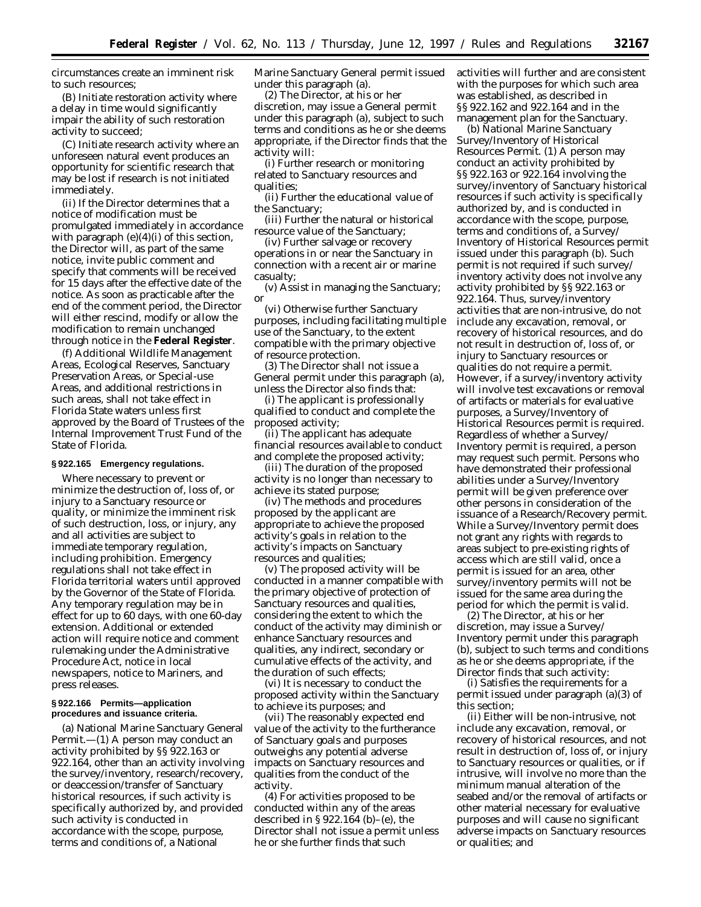circumstances create an imminent risk to such resources;

(B) Initiate restoration activity where a delay in time would significantly impair the ability of such restoration activity to succeed;

(C) Initiate research activity where an unforeseen natural event produces an opportunity for scientific research that may be lost if research is not initiated immediately.

(ii) If the Director determines that a notice of modification must be promulgated immediately in accordance with paragraph (e)(4)(i) of this section, the Director will, as part of the same notice, invite public comment and specify that comments will be received for 15 days after the effective date of the notice. As soon as practicable after the end of the comment period, the Director will either rescind, modify or allow the modification to remain unchanged through notice in the **Federal Register**.

(f) Additional Wildlife Management Areas, Ecological Reserves, Sanctuary Preservation Areas, or Special-use Areas, and additional restrictions in such areas, shall not take effect in Florida State waters unless first approved by the Board of Trustees of the Internal Improvement Trust Fund of the State of Florida.

**§ 922.165 Emergency regulations.**

Where necessary to prevent or minimize the destruction of, loss of, or injury to a Sanctuary resource or quality, or minimize the imminent risk of such destruction, loss, or injury, any and all activities are subject to immediate temporary regulation, including prohibition. Emergency regulations shall not take effect in Florida territorial waters until approved by the Governor of the State of Florida. Any temporary regulation may be in effect for up to 60 days, with one 60-day extension. Additional or extended action will require notice and comment rulemaking under the Administrative Procedure Act, notice in local newspapers, notice to Mariners, and press releases.

**§ 922.166 Permits—application procedures and issuance criteria.**

(a) *National Marine Sanctuary General Permit.*—(1) A person may conduct an activity prohibited by §§ 922.163 or 922.164, other than an activity involving the survey/inventory, research/recovery, or deaccession/transfer of Sanctuary historical resources, if such activity is specifically authorized by, and provided such activity is conducted in accordance with the scope, purpose, terms and conditions of, a National Marine Sanctuary General permit issued under this paragraph (a).

(2) The Director, at his or her discretion, may issue a General permit under this paragraph (a), subject to such terms and conditions as he or she deems appropriate, if the Director finds that the activity will:

(i) Further research or monitoring related to Sanctuary resources and qualities;

(ii) Further the educational value of the Sanctuary;

(iii) Further the natural or historical resource value of the Sanctuary;

(iv) Further salvage or recovery operations in or near the Sanctuary in connection with a recent air or marine casualty;

(v) Assist in managing the Sanctuary; or

(vi) Otherwise further Sanctuary purposes, including facilitating multiple use of the Sanctuary, to the extent compatible with the primary objective of resource protection.

(3) The Director shall not issue a General permit under this paragraph (a), unless the Director also finds that:

(i) The applicant is professionally qualified to conduct and complete the proposed activity;

(ii) The applicant has adequate financial resources available to conduct and complete the proposed activity;

(iii) The duration of the proposed activity is no longer than necessary to achieve its stated purpose;

(iv) The methods and procedures proposed by the applicant are appropriate to achieve the proposed activity's goals in relation to the activity's impacts on Sanctuary resources and qualities;

(v) The proposed activity will be conducted in a manner compatible with the primary objective of protection of Sanctuary resources and qualities, considering the extent to which the conduct of the activity may diminish or enhance Sanctuary resources and qualities, any indirect, secondary or cumulative effects of the activity, and the duration of such effects;

(vi) It is necessary to conduct the proposed activity within the Sanctuary to achieve its purposes; and

(vii) The reasonably expected end value of the activity to the furtherance of Sanctuary goals and purposes outweighs any potential adverse impacts on Sanctuary resources and qualities from the conduct of the activity.

(4) For activities proposed to be conducted within any of the areas described in § 922.164 (b)–(e), the Director shall not issue a permit unless he or she further finds that such activities will further and are consistent with the purposes for which such area was established, as described in §§ 922.162 and 922.164 and in the management plan for the Sanctuary.

(b) *National Marine Sanctuary Survey/Inventory of Historical Resources Permit.* (1) A person may conduct an activity prohibited by §§ 922.163 or 922.164 involving the survey/inventory of Sanctuary historical resources if such activity is specifically authorized by, and is conducted in accordance with the scope, purpose, terms and conditions of, a Survey/Inventory of Historical Resources permit issued under this paragraph (b). Such permit is not required if such survey/inventory activity does not involve any activity prohibited by §§ 922.163 or 922.164. Thus, survey/inventory activities that are non-intrusive, do not include any excavation, removal, or recovery of historical resources, and do not result in destruction of, loss of, or injury to Sanctuary resources or qualities do not require a permit. However, if a survey/inventory activity will involve test excavations or removal of artifacts or materials for evaluative purposes, a Survey/Inventory of Historical Resources permit is required. Regardless of whether a Survey/Inventory permit is required, a person may request such permit. Persons who have demonstrated their professional abilities under a Survey/Inventory permit will be given preference over other persons in consideration of the issuance of a Research/Recovery permit. While a Survey/Inventory permit does not grant any rights with regards to areas subject to pre-existing rights of access which are still valid, once a permit is issued for an area, other survey/inventory permits will not be issued for the same area during the period for which the permit is valid.

(2) The Director, at his or her discretion, may issue a Survey/Inventory permit under this paragraph (b), subject to such terms and conditions as he or she deems appropriate, if the Director finds that such activity:

(i) Satisfies the requirements for a permit issued under paragraph (a)(3) of this section;

(ii) Either will be non-intrusive, not include any excavation, removal, or recovery of historical resources, and not result in destruction of, loss of, or injury to Sanctuary resources or qualities, or if intrusive, will involve no more than the minimum manual alteration of the seabed and/or the removal of artifacts or other material necessary for evaluative purposes and will cause no significant adverse impacts on Sanctuary resources or qualities; and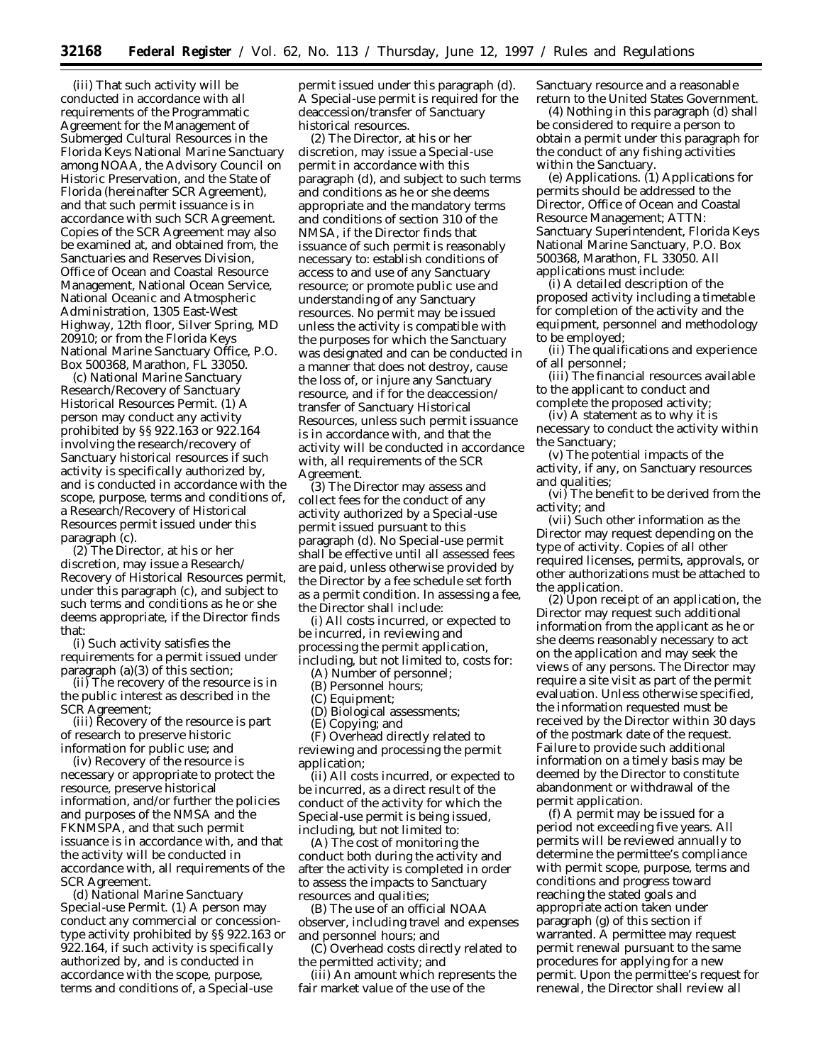(iii) That such activity will be conducted in accordance with all requirements of the Programmatic Agreement for the Management of Submerged Cultural Resources in the Florida Keys National Marine Sanctuary among NOAA, the Advisory Council on Historic Preservation, and the State of Florida (hereinafter SCR Agreement), and that such permit issuance is in accordance with such SCR Agreement. Copies of the SCR Agreement may also be examined at, and obtained from, the Sanctuaries and Reserves Division, Office of Ocean and Coastal Resource Management, National Ocean Service, National Oceanic and Atmospheric Administration, 1305 East-West Highway, 12th floor, Silver Spring, MD 20910; or from the Florida Keys National Marine Sanctuary Office, P.O. Box 500368, Marathon, FL 33050.

(c) *National Marine Sanctuary Research/Recovery of Sanctuary Historical Resources Permit.* (1) A person may conduct any activity prohibited by §§ 922.163 or 922.164 involving the research/recovery of Sanctuary historical resources if such activity is specifically authorized by, and is conducted in accordance with the scope, purpose, terms and conditions of, a Research/Recovery of Historical Resources permit issued under this paragraph (c).

(2) The Director, at his or her discretion, may issue a Research/Recovery of Historical Resources permit, under this paragraph (c), and subject to such terms and conditions as he or she deems appropriate, if the Director finds that:

(i) Such activity satisfies the requirements for a permit issued under paragraph (a)(3) of this section;

(ii) The recovery of the resource is in the public interest as described in the SCR Agreement;

(iii) Recovery of the resource is part of research to preserve historic information for public use; and

(iv) Recovery of the resource is necessary or appropriate to protect the resource, preserve historical information, and/or further the policies and purposes of the NMSA and the FKNMSPA, and that such permit issuance is in accordance with, and that the activity will be conducted in accordance with, all requirements of the SCR Agreement.

(d) *National Marine Sanctuary Special-use Permit.* (1) A person may conduct any commercial or concession-type activity prohibited by §§ 922.163 or 922.164, if such activity is specifically authorized by, and is conducted in accordance with the scope, purpose, terms and conditions of, a Special-use permit issued under this paragraph (d). A Special-use permit is required for the deaccession/transfer of Sanctuary historical resources.

(2) The Director, at his or her discretion, may issue a Special-use permit in accordance with this paragraph (d), and subject to such terms and conditions as he or she deems appropriate and the mandatory terms and conditions of section 310 of the NMSA, if the Director finds that issuance of such permit is reasonably necessary to: establish conditions of access to and use of any Sanctuary resource; or promote public use and understanding of any Sanctuary resources. No permit may be issued unless the activity is compatible with the purposes for which the Sanctuary was designated and can be conducted in a manner that does not destroy, cause the loss of, or injure any Sanctuary resource, and if for the deaccession/transfer of Sanctuary Historical Resources, unless such permit issuance is in accordance with, and that the activity will be conducted in accordance with, all requirements of the SCR Agreement.

(3) The Director may assess and collect fees for the conduct of any activity authorized by a Special-use permit issued pursuant to this paragraph (d). No Special-use permit shall be effective until all assessed fees are paid, unless otherwise provided by the Director by a fee schedule set forth as a permit condition. In assessing a fee, the Director shall include:

(i) All costs incurred, or expected to be incurred, in reviewing and processing the permit application, including, but not limited to, costs for:

(A) Number of personnel;

(B) Personnel hours;

(C) Equipment;

(D) Biological assessments;

(E) Copying; and

(F) Overhead directly related to reviewing and processing the permit application;

(ii) All costs incurred, or expected to be incurred, as a direct result of the conduct of the activity for which the Special-use permit is being issued, including, but not limited to:

(A) The cost of monitoring the conduct both during the activity and after the activity is completed in order to assess the impacts to Sanctuary resources and qualities;

(B) The use of an official NOAA observer, including travel and expenses and personnel hours; and

(C) Overhead costs directly related to the permitted activity; and

(iii) An amount which represents the fair market value of the use of the Sanctuary resource and a reasonable return to the United States Government.

(4) Nothing in this paragraph (d) shall be considered to require a person to obtain a permit under this paragraph for the conduct of any fishing activities within the Sanctuary.

(e) *Applications.* (1) Applications for permits should be addressed to the Director, Office of Ocean and Coastal Resource Management; ATTN: Sanctuary Superintendent, Florida Keys National Marine Sanctuary, P.O. Box 500368, Marathon, FL 33050. All applications must include:

(i) A detailed description of the proposed activity including a timetable for completion of the activity and the equipment, personnel and methodology to be employed;

(ii) The qualifications and experience of all personnel;

(iii) The financial resources available to the applicant to conduct and complete the proposed activity;

(iv) A statement as to why it is necessary to conduct the activity within the Sanctuary;

(v) The potential impacts of the activity, if any, on Sanctuary resources and qualities;

(vi) The benefit to be derived from the activity; and

(vii) Such other information as the Director may request depending on the type of activity. Copies of all other required licenses, permits, approvals, or other authorizations must be attached to the application.

(2) Upon receipt of an application, the Director may request such additional information from the applicant as he or she deems reasonably necessary to act on the application and may seek the views of any persons. The Director may require a site visit as part of the permit evaluation. Unless otherwise specified, the information requested must be received by the Director within 30 days of the postmark date of the request. Failure to provide such additional information on a timely basis may be deemed by the Director to constitute abandonment or withdrawal of the permit application.

(f) A permit may be issued for a period not exceeding five years. All permits will be reviewed annually to determine the permittee's compliance with permit scope, purpose, terms and conditions and progress toward reaching the stated goals and appropriate action taken under paragraph (g) of this section if warranted. A permittee may request permit renewal pursuant to the same procedures for applying for a new permit. Upon the permittee's request for renewal, the Director shall review all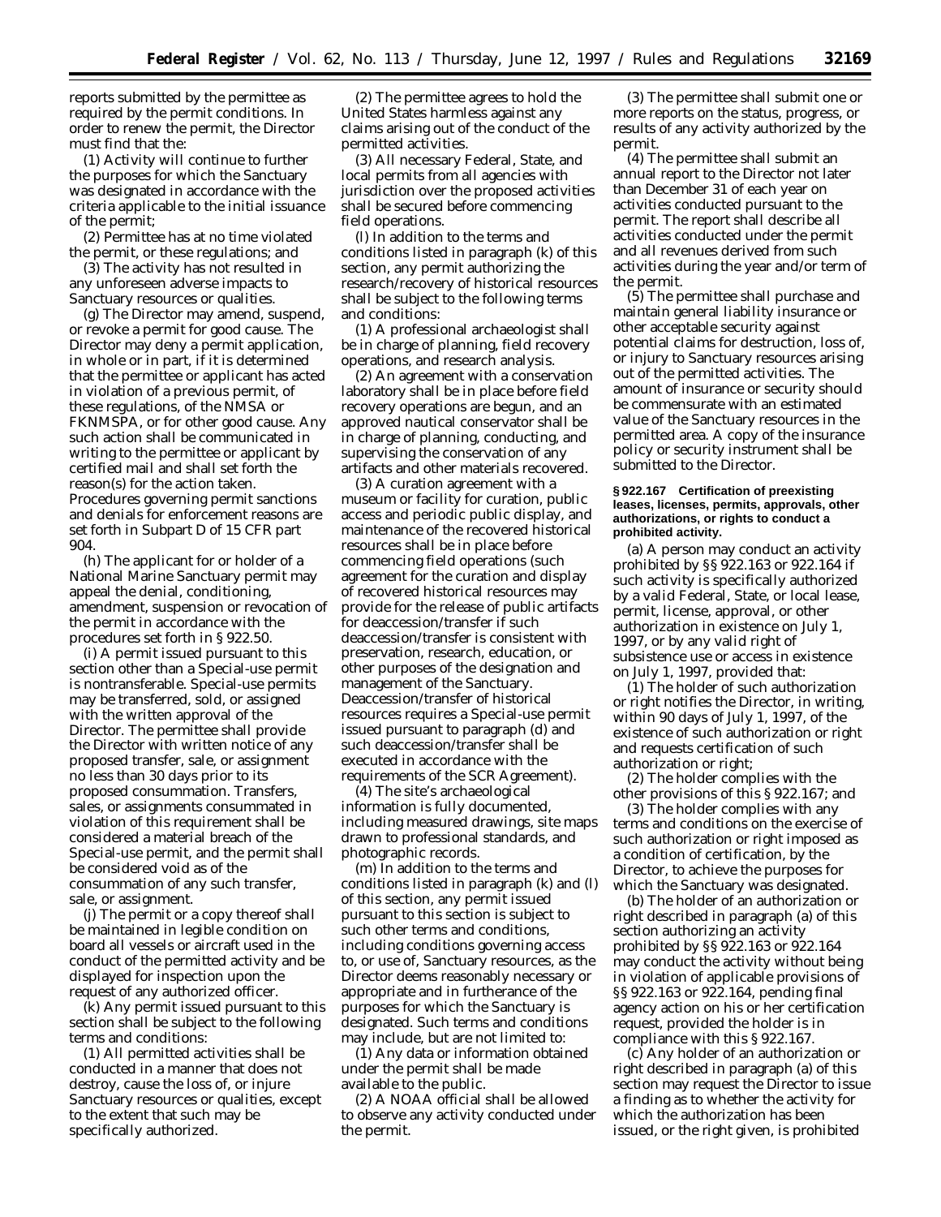reports submitted by the permittee as required by the permit conditions. In order to renew the permit, the Director must find that the:

(1) Activity will continue to further the purposes for which the Sanctuary was designated in accordance with the criteria applicable to the initial issuance of the permit;

(2) Permittee has at no time violated the permit, or these regulations; and

(3) The activity has not resulted in any unforeseen adverse impacts to Sanctuary resources or qualities.

(g) The Director may amend, suspend, or revoke a permit for good cause. The Director may deny a permit application, in whole or in part, if it is determined that the permittee or applicant has acted in violation of a previous permit, of these regulations, of the NMSA or FKNMSPA, or for other good cause. Any such action shall be communicated in writing to the permittee or applicant by certified mail and shall set forth the reason(s) for the action taken. Procedures governing permit sanctions and denials for enforcement reasons are set forth in Subpart D of 15 CFR part 904.

(h) The applicant for or holder of a National Marine Sanctuary permit may appeal the denial, conditioning, amendment, suspension or revocation of the permit in accordance with the procedures set forth in § 922.50.

(i) A permit issued pursuant to this section other than a Special-use permit is nontransferable. Special-use permits may be transferred, sold, or assigned with the written approval of the Director. The permittee shall provide the Director with written notice of any proposed transfer, sale, or assignment no less than 30 days prior to its proposed consummation. Transfers, sales, or assignments consummated in violation of this requirement shall be considered a material breach of the Special-use permit, and the permit shall be considered void as of the consummation of any such transfer, sale, or assignment.

(j) The permit or a copy thereof shall be maintained in legible condition on board all vessels or aircraft used in the conduct of the permitted activity and be displayed for inspection upon the request of any authorized officer.

(k) Any permit issued pursuant to this section shall be subject to the following terms and conditions:

(1) All permitted activities shall be conducted in a manner that does not destroy, cause the loss of, or injure Sanctuary resources or qualities, except to the extent that such may be specifically authorized.

(2) The permittee agrees to hold the United States harmless against any claims arising out of the conduct of the permitted activities.

(3) All necessary Federal, State, and local permits from all agencies with jurisdiction over the proposed activities shall be secured before commencing field operations.

(*l*) In addition to the terms and conditions listed in paragraph (k) of this section, any permit authorizing the research/recovery of historical resources shall be subject to the following terms and conditions:

(1) A professional archaeologist shall be in charge of planning, field recovery operations, and research analysis.

(2) An agreement with a conservation laboratory shall be in place before field recovery operations are begun, and an approved nautical conservator shall be in charge of planning, conducting, and supervising the conservation of any artifacts and other materials recovered.

(3) A curation agreement with a museum or facility for curation, public access and periodic public display, and maintenance of the recovered historical resources shall be in place before commencing field operations (such agreement for the curation and display of recovered historical resources may provide for the release of public artifacts for deaccession/transfer if such deaccession/transfer is consistent with preservation, research, education, or other purposes of the designation and management of the Sanctuary. Deaccession/transfer of historical resources requires a Special-use permit issued pursuant to paragraph (d) and such deaccession/transfer shall be executed in accordance with the requirements of the SCR Agreement).

(4) The site's archaeological information is fully documented, including measured drawings, site maps drawn to professional standards, and photographic records.

(m) In addition to the terms and conditions listed in paragraph (k) and (*l*) of this section, any permit issued pursuant to this section is subject to such other terms and conditions, including conditions governing access to, or use of, Sanctuary resources, as the Director deems reasonably necessary or appropriate and in furtherance of the purposes for which the Sanctuary is designated. Such terms and conditions may include, but are not limited to:

(1) Any data or information obtained under the permit shall be made available to the public.

(2) A NOAA official shall be allowed to observe any activity conducted under the permit.

(3) The permittee shall submit one or more reports on the status, progress, or results of any activity authorized by the permit.

(4) The permittee shall submit an annual report to the Director not later than December 31 of each year on activities conducted pursuant to the permit. The report shall describe all activities conducted under the permit and all revenues derived from such activities during the year and/or term of the permit.

(5) The permittee shall purchase and maintain general liability insurance or other acceptable security against potential claims for destruction, loss of, or injury to Sanctuary resources arising out of the permitted activities. The amount of insurance or security should be commensurate with an estimated value of the Sanctuary resources in the permitted area. A copy of the insurance policy or security instrument shall be submitted to the Director.

**§ 922.167 Certification of preexisting leases, licenses, permits, approvals, other authorizations, or rights to conduct a prohibited activity.**

(a) A person may conduct an activity prohibited by §§ 922.163 or 922.164 if such activity is specifically authorized by a valid Federal, State, or local lease, permit, license, approval, or other authorization in existence on July 1, 1997, or by any valid right of subsistence use or access in existence on July 1, 1997, provided that:

(1) The holder of such authorization or right notifies the Director, in writing, within 90 days of July 1, 1997, of the existence of such authorization or right and requests certification of such authorization or right;

(2) The holder complies with the other provisions of this § 922.167; and

(3) The holder complies with any terms and conditions on the exercise of such authorization or right imposed as a condition of certification, by the Director, to achieve the purposes for which the Sanctuary was designated.

(b) The holder of an authorization or right described in paragraph (a) of this section authorizing an activity prohibited by §§ 922.163 or 922.164 may conduct the activity without being in violation of applicable provisions of §§ 922.163 or 922.164, pending final agency action on his or her certification request, provided the holder is in compliance with this § 922.167.

(c) Any holder of an authorization or right described in paragraph (a) of this section may request the Director to issue a finding as to whether the activity for which the authorization has been issued, or the right given, is prohibited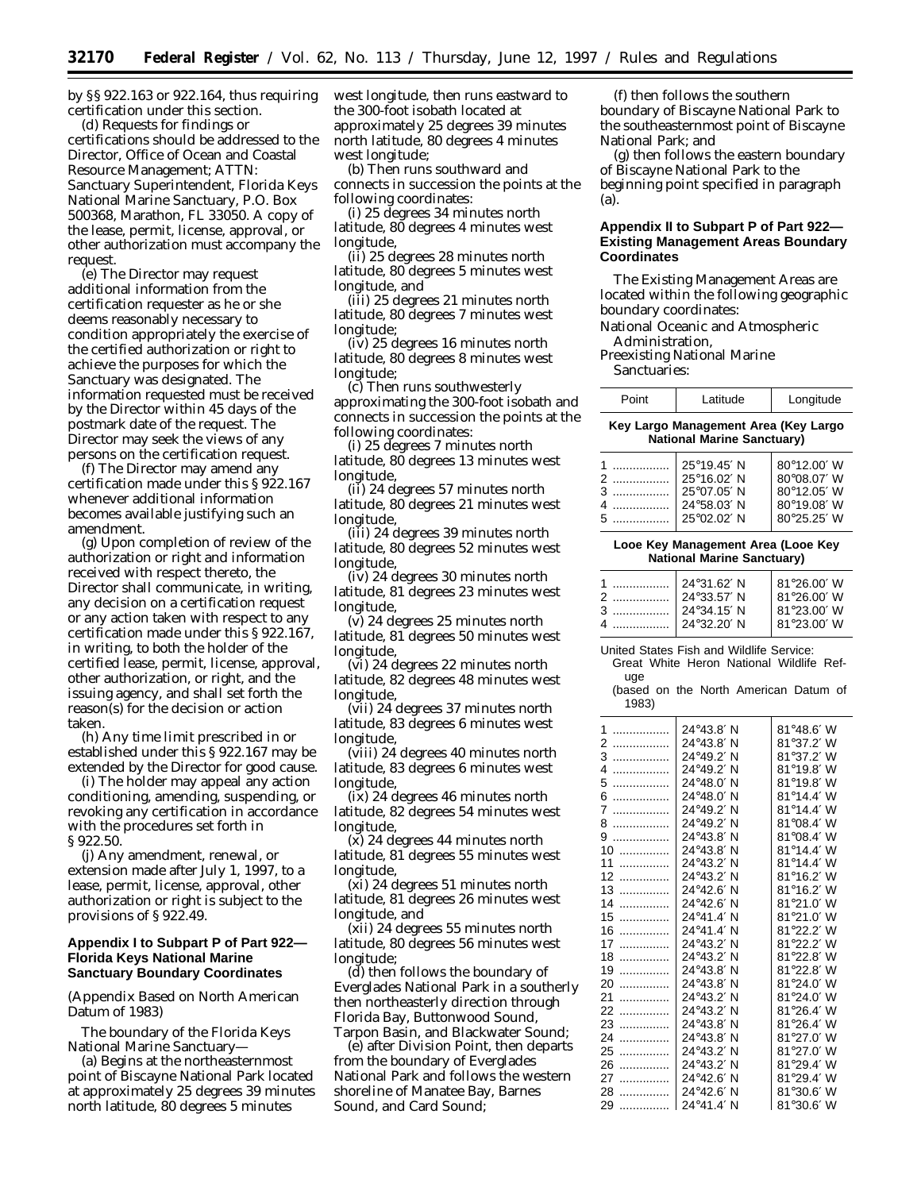by §§ 922.163 or 922.164, thus requiring certification under this section.

(d) Requests for findings or certifications should be addressed to the Director, Office of Ocean and Coastal Resource Management; ATTN: Sanctuary Superintendent, Florida Keys National Marine Sanctuary, P.O. Box 500368, Marathon, FL 33050. A copy of the lease, permit, license, approval, or other authorization must accompany the request.

(e) The Director may request additional information from the certification requester as he or she deems reasonably necessary to condition appropriately the exercise of the certified authorization or right to achieve the purposes for which the Sanctuary was designated. The information requested must be received by the Director within 45 days of the postmark date of the request. The Director may seek the views of any persons on the certification request.

(f) The Director may amend any certification made under this § 922.167 whenever additional information becomes available justifying such an amendment.

(g) Upon completion of review of the authorization or right and information received with respect thereto, the Director shall communicate, in writing, any decision on a certification request or any action taken with respect to any certification made under this § 922.167, in writing, to both the holder of the certified lease, permit, license, approval, other authorization, or right, and the issuing agency, and shall set forth the reason(s) for the decision or action taken.

(h) Any time limit prescribed in or established under this § 922.167 may be extended by the Director for good cause.

(i) The holder may appeal any action conditioning, amending, suspending, or revoking any certification in accordance with the procedures set forth in § 922.50.

(j) Any amendment, renewal, or extension made after July 1, 1997, to a lease, permit, license, approval, other authorization or right is subject to the provisions of § 922.49.

## Appendix I to Subpart P of Part 922—Florida Keys National Marine Sanctuary Boundary Coordinates

(Appendix Based on North American Datum of 1983)

The boundary of the Florida Keys National Marine Sanctuary—

(a) Begins at the northeasternmost point of Biscayne National Park located at approximately 25 degrees 39 minutes north latitude, 80 degrees 5 minutes west longitude, then runs eastward to the 300-foot isobath located at approximately 25 degrees 39 minutes north latitude, 80 degrees 4 minutes west longitude;

(b) Then runs southward and connects in succession the points at the following coordinates:

(i) 25 degrees 34 minutes north latitude, 80 degrees 4 minutes west longitude,

(ii) 25 degrees 28 minutes north latitude, 80 degrees 5 minutes west longitude, and

(iii) 25 degrees 21 minutes north latitude, 80 degrees 7 minutes west longitude;

(iv) 25 degrees 16 minutes north latitude, 80 degrees 8 minutes west longitude;

(c) Then runs southwesterly approximating the 300-foot isobath and connects in succession the points at the following coordinates:

(i) 25 degrees 7 minutes north latitude, 80 degrees 13 minutes west longitude,

(ii) 24 degrees 57 minutes north latitude, 80 degrees 21 minutes west longitude,

(iii) 24 degrees 39 minutes north latitude, 80 degrees 52 minutes west longitude,

(iv) 24 degrees 30 minutes north latitude, 81 degrees 23 minutes west longitude,

(v) 24 degrees 25 minutes north latitude, 81 degrees 50 minutes west longitude,

(vi) 24 degrees 22 minutes north latitude, 82 degrees 48 minutes west longitude,

(vii) 24 degrees 37 minutes north latitude, 83 degrees 6 minutes west longitude,

(viii) 24 degrees 40 minutes north latitude, 83 degrees 6 minutes west longitude,

(ix) 24 degrees 46 minutes north latitude, 82 degrees 54 minutes west longitude,

(x) 24 degrees 44 minutes north latitude, 81 degrees 55 minutes west longitude,

(xi) 24 degrees 51 minutes north latitude, 81 degrees 26 minutes west longitude, and

(xii) 24 degrees 55 minutes north latitude, 80 degrees 56 minutes west longitude;

(d) then follows the boundary of Everglades National Park in a southerly then northeasterly direction through Florida Bay, Buttonwood Sound, Tarpon Basin, and Blackwater Sound;

(e) after Division Point, then departs from the boundary of Everglades National Park and follows the western shoreline of Manatee Bay, Barnes Sound, and Card Sound;

(f) then follows the southern boundary of Biscayne National Park to the southeasternmost point of Biscayne National Park; and

(g) then follows the eastern boundary of Biscayne National Park to the beginning point specified in paragraph (a).

## Appendix II to Subpart P of Part 922—Existing Management Areas Boundary Coordinates

The Existing Management Areas are located within the following geographic boundary coordinates:

National Oceanic and Atmospheric Administration,
Preexisting National Marine Sanctuaries:

| Point | Latitude | Longitude |
|---|---|---|
| **Key Largo Management Area (Key Largo National Marine Sanctuary)** | | |
| 1 | 25°19.45′ N | 80°12.00′ W |
| 2 | 25°16.02′ N | 80°08.07′ W |
| 3 | 25°07.05′ N | 80°12.05′ W |
| 4 | 24°58.03′ N | 80°19.08′ W |
| 5 | 25°02.02′ N | 80°25.25′ W |
| **Looe Key Management Area (Looe Key National Marine Sanctuary)** | | |
| 1 | 24°31.62′ N | 81°26.00′ W |
| 2 | 24°33.57′ N | 81°26.00′ W |
| 3 | 24°34.15′ N | 81°23.00′ W |
| 4 | 24°32.20′ N | 81°23.00′ W |

United States Fish and Wildlife Service:
Great White Heron National Wildlife Refuge
(based on the North American Datum of 1983)

| Point | Latitude | Longitude |
|---|---|---|
| 1 | 24°43.8′ N | 81°48.6′ W |
| 2 | 24°43.8′ N | 81°37.2′ W |
| 3 | 24°49.2′ N | 81°37.2′ W |
| 4 | 24°49.2′ N | 81°19.8′ W |
| 5 | 24°48.0′ N | 81°19.8′ W |
| 6 | 24°48.0′ N | 81°14.4′ W |
| 7 | 24°49.2′ N | 81°14.4′ W |
| 8 | 24°49.2′ N | 81°08.4′ W |
| 9 | 24°43.8′ N | 81°08.4′ W |
| 10 | 24°43.8′ N | 81°14.4′ W |
| 11 | 24°43.2′ N | 81°14.4′ W |
| 12 | 24°43.2′ N | 81°16.2′ W |
| 13 | 24°42.6′ N | 81°16.2′ W |
| 14 | 24°42.6′ N | 81°21.0′ W |
| 15 | 24°41.4′ N | 81°21.0′ W |
| 16 | 24°41.4′ N | 81°22.2′ W |
| 17 | 24°43.2′ N | 81°22.2′ W |
| 18 | 24°43.2′ N | 81°22.8′ W |
| 19 | 24°43.8′ N | 81°22.8′ W |
| 20 | 24°43.8′ N | 81°24.0′ W |
| 21 | 24°43.2′ N | 81°24.0′ W |
| 22 | 24°43.2′ N | 81°26.4′ W |
| 23 | 24°43.8′ N | 81°26.4′ W |
| 24 | 24°43.8′ N | 81°27.0′ W |
| 25 | 24°43.2′ N | 81°27.0′ W |
| 26 | 24°43.2′ N | 81°29.4′ W |
| 27 | 24°42.6′ N | 81°29.4′ W |
| 28 | 24°42.6′ N | 81°30.6′ W |
| 29 | 24°41.4′ N | 81°30.6′ W |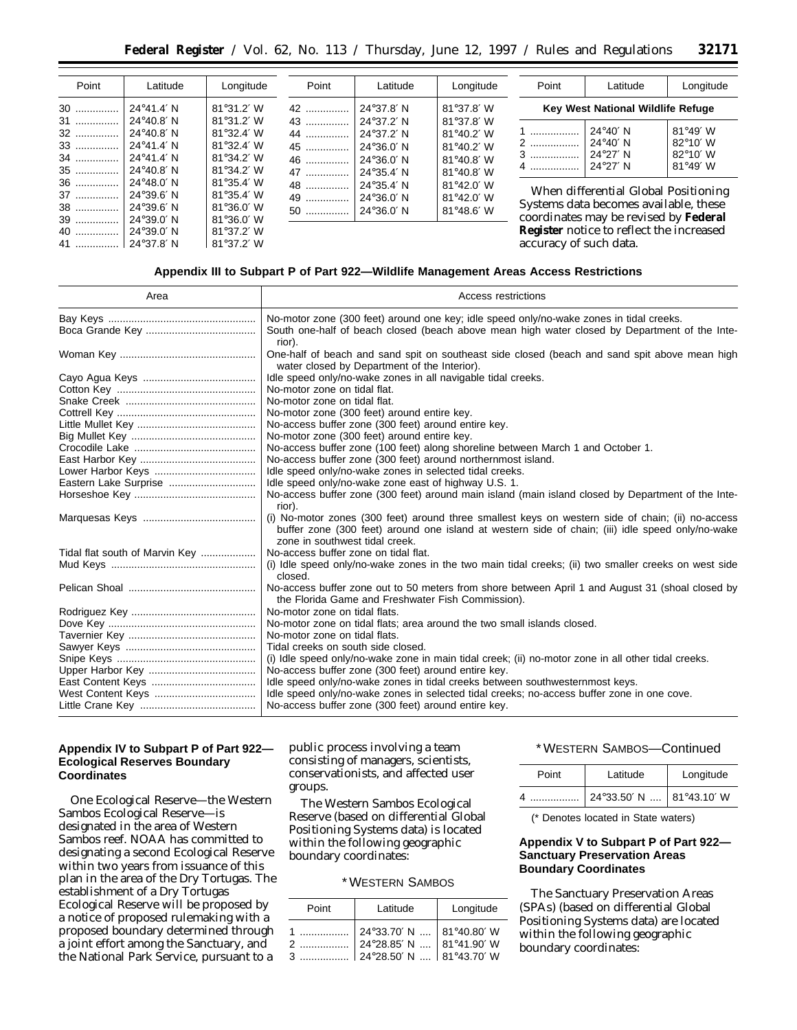| Point | Latitude | Longitude |
| --- | --- | --- |
| 30 | 24°41.4′ N | 81°31.2′ W |
| 31 | 24°40.8′ N | 81°31.2′ W |
| 32 | 24°40.8′ N | 81°32.4′ W |
| 33 | 24°41.4′ N | 81°32.4′ W |
| 34 | 24°41.4′ N | 81°34.2′ W |
| 35 | 24°40.8′ N | 81°34.2′ W |
| 36 | 24°48.0′ N | 81°35.4′ W |
| 37 | 24°39.6′ N | 81°35.4′ W |
| 38 | 24°39.6′ N | 81°36.0′ W |
| 39 | 24°39.0′ N | 81°36.0′ W |
| 40 | 24°39.0′ N | 81°37.2′ W |
| 41 | 24°37.8′ N | 81°37.2′ W |
| 42 | 24°37.8′ N | 81°37.8′ W |
| 43 | 24°37.2′ N | 81°37.8′ W |
| 44 | 24°37.2′ N | 81°40.2′ W |
| 45 | 24°36.0′ N | 81°40.2′ W |
| 46 | 24°36.0′ N | 81°40.8′ W |
| 47 | 24°35.4′ N | 81°40.8′ W |
| 48 | 24°35.4′ N | 81°42.0′ W |
| 49 | 24°36.0′ N | 81°42.0′ W |
| 50 | 24°36.0′ N | 81°48.6′ W |

| Point | Latitude | Longitude |
| --- | --- | --- |
| **Key West National Wildlife Refuge** | | |
| 1 | 24°40′ N | 81°49′ W |
| 2 | 24°40′ N | 82°10′ W |
| 3 | 24°27′ N | 82°10′ W |
| 4 | 24°27′ N | 81°49′ W |

When differential Global Positioning Systems data becomes available, these coordinates may be revised by **Federal Register** notice to reflect the increased accuracy of such data.

## Appendix III to Subpart P of Part 922—Wildlife Management Areas Access Restrictions

| Area | Access restrictions |
| --- | --- |
| Bay Keys | No-motor zone (300 feet) around one key; idle speed only/no-wake zones in tidal creeks. |
| Boca Grande Key | South one-half of beach closed (beach above mean high water closed by Department of the Interior). |
| Woman Key | One-half of beach and sand spit on southeast side closed (beach and sand spit above mean high water closed by Department of the Interior). |
| Cayo Agua Keys | Idle speed only/no-wake zones in all navigable tidal creeks. |
| Cotton Key | No-motor zone on tidal flat. |
| Snake Creek | No-motor zone on tidal flat. |
| Cottrell Key | No-motor zone (300 feet) around entire key. |
| Little Mullet Key | No-access buffer zone (300 feet) around entire key. |
| Big Mullet Key | No-motor zone (300 feet) around entire key. |
| Crocodile Lake | No-access buffer zone (100 feet) along shoreline between March 1 and October 1. |
| East Harbor Key | No-access buffer zone (300 feet) around northernmost island. |
| Lower Harbor Keys | Idle speed only/no-wake zones in selected tidal creeks. |
| Eastern Lake Surprise | Idle speed only/no-wake zone east of highway U.S. 1. |
| Horseshoe Key | No-access buffer zone (300 feet) around main island (main island closed by Department of the Interior). |
| Marquesas Keys | (i) No-motor zones (300 feet) around three smallest keys on western side of chain; (ii) no-access buffer zone (300 feet) around one island at western side of chain; (iii) idle speed only/no-wake zone in southwest tidal creek. |
| Tidal flat south of Marvin Key | No-access buffer zone on tidal flat. |
| Mud Keys | (i) Idle speed only/no-wake zones in the two main tidal creeks; (ii) two smaller creeks on west side closed. |
| Pelican Shoal | No-access buffer zone out to 50 meters from shore between April 1 and August 31 (shoal closed by the Florida Game and Freshwater Fish Commission). |
| Rodriguez Key | No-motor zone on tidal flats. |
| Dove Key | No-motor zone on tidal flats; area around the two small islands closed. |
| Tavernier Key | No-motor zone on tidal flats. |
| Sawyer Keys | Tidal creeks on south side closed. |
| Snipe Keys | (i) Idle speed only/no-wake zone in main tidal creek; (ii) no-motor zone in all other tidal creeks. |
| Upper Harbor Key | No-access buffer zone (300 feet) around entire key. |
| East Content Keys | Idle speed only/no-wake zones in tidal creeks between southwesternmost keys. |
| West Content Keys | Idle speed only/no-wake zones in selected tidal creeks; no-access buffer zone in one cove. |
| Little Crane Key | No-access buffer zone (300 feet) around entire key. |

## Appendix IV to Subpart P of Part 922—Ecological Reserves Boundary Coordinates

One Ecological Reserve—the Western Sambos Ecological Reserve—is designated in the area of Western Sambos reef. NOAA has committed to designating a second Ecological Reserve within two years from issuance of this plan in the area of the Dry Tortugas. The establishment of a Dry Tortugas Ecological Reserve will be proposed by a notice of proposed rulemaking with a proposed boundary determined through a joint effort among the Sanctuary, and the National Park Service, pursuant to a public process involving a team consisting of managers, scientists, conservationists, and affected user groups.

The Western Sambos Ecological Reserve (based on differential Global Positioning Systems data) is located within the following geographic boundary coordinates:

*WESTERN SAMBOS

| Point | Latitude | Longitude |
| --- | --- | --- |
| 1 | 24°33.70′ N | 81°40.80′ W |
| 2 | 24°28.85′ N | 81°41.90′ W |
| 3 | 24°28.50′ N | 81°43.70′ W |
| 4 | 24°33.50′ N | 81°43.10′ W |

(* Denotes located in State waters)

## Appendix V to Subpart P of Part 922—Sanctuary Preservation Areas Boundary Coordinates

The Sanctuary Preservation Areas (SPAs) (based on differential Global Positioning Systems data) are located within the following geographic boundary coordinates: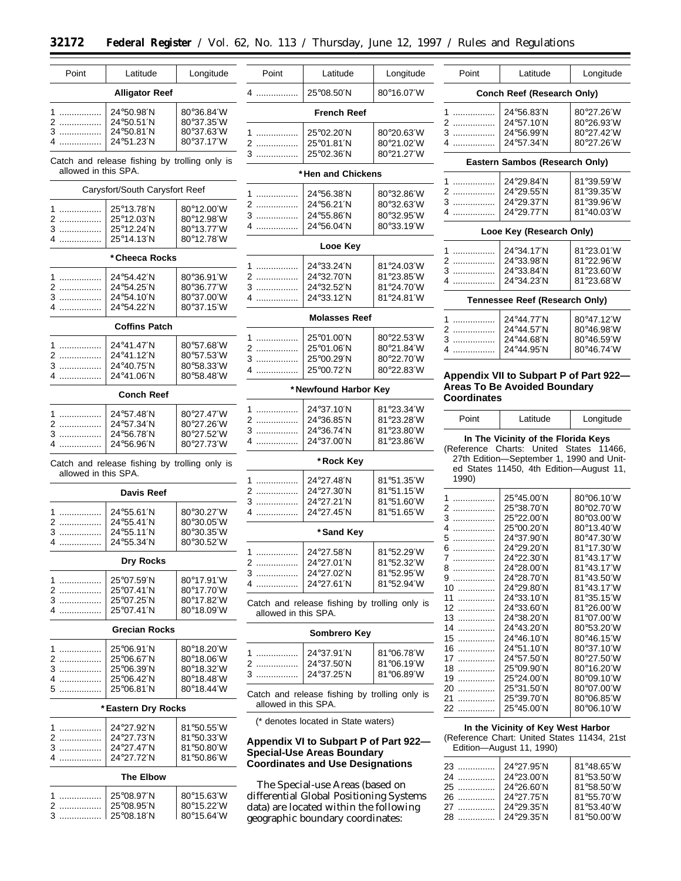| Point | Latitude | Longitude |
| --- | --- | --- |
| **Alligator Reef** | | |
| 1 | 24°50.98′N | 80°36.84′W |
| 2 | 24°50.51′N | 80°37.35′W |
| 3 | 24°50.81′N | 80°37.63′W |
| 4 | 24°51.23′N | 80°37.17′W |
| Catch and release fishing by trolling only is allowed in this SPA. | | |
| **Carysfort/South Carysfort Reef** | | |
| 1 | 25°13.78′N | 80°12.00′W |
| 2 | 25°12.03′N | 80°12.98′W |
| 3 | 25°12.24′N | 80°13.77′W |
| 4 | 25°14.13′N | 80°12.78′W |
| **\*Cheeca Rocks** | | |
| 1 | 24°54.42′N | 80°36.91′W |
| 2 | 24°54.25′N | 80°36.77′W |
| 3 | 24°54.10′N | 80°37.00′W |
| 4 | 24°54.22′N | 80°37.15′W |
| **Coffins Patch** | | |
| 1 | 24°41.47′N | 80°57.68′W |
| 2 | 24°41.12′N | 80°57.53′W |
| 3 | 24°40.75′N | 80°58.33′W |
| 4 | 24°41.06′N | 80°58.48′W |
| **Conch Reef** | | |
| 1 | 24°57.48′N | 80°27.47′W |
| 2 | 24°57.34′N | 80°27.26′W |
| 3 | 24°56.78′N | 80°27.52′W |
| 4 | 24°56.96′N | 80°27.73′W |
| Catch and release fishing by trolling only is allowed in this SPA. | | |
| **Davis Reef** | | |
| 1 | 24°55.61′N | 80°30.27′W |
| 2 | 24°55.41′N | 80°30.05′W |
| 3 | 24°55.11′N | 80°30.35′W |
| 4 | 24°55.34′N | 80°30.52′W |
| **Dry Rocks** | | |
| 1 | 25°07.59′N | 80°17.91′W |
| 2 | 25°07.41′N | 80°17.70′W |
| 3 | 25°07.25′N | 80°17.82′W |
| 4 | 25°07.41′N | 80°18.09′W |
| **Grecian Rocks** | | |
| 1 | 25°06.91′N | 80°18.20′W |
| 2 | 25°06.67′N | 80°18.06′W |
| 3 | 25°06.39′N | 80°18.32′W |
| 4 | 25°06.42′N | 80°18.48′W |
| 5 | 25°06.81′N | 80°18.44′W |
| **\*Eastern Dry Rocks** | | |
| 1 | 24°27.92′N | 81°50.55′W |
| 2 | 24°27.73′N | 81°50.33′W |
| 3 | 24°27.47′N | 81°50.80′W |
| 4 | 24°27.72′N | 81°50.86′W |
| **The Elbow** | | |
| 1 | 25°08.97′N | 80°15.63′W |
| 2 | 25°08.95′N | 80°15.22′W |
| 3 | 25°08.18′N | 80°15.64′W |
| 4 | 25°08.50′N | 80°16.07′W |
| **French Reef** | | |
| 1 | 25°02.20′N | 80°20.63′W |
| 2 | 25°01.81′N | 80°21.02′W |
| 3 | 25°02.36′N | 80°21.27′W |
| **\*Hen and Chickens** | | |
| 1 | 24°56.38′N | 80°32.86′W |
| 2 | 24°56.21′N | 80°32.63′W |
| 3 | 24°55.86′N | 80°32.95′W |
| 4 | 24°56.04′N | 80°33.19′W |
| **Looe Key** | | |
| 1 | 24°33.24′N | 81°24.03′W |
| 2 | 24°32.70′N | 81°23.85′W |
| 3 | 24°32.52′N | 81°24.70′W |
| 4 | 24°33.12′N | 81°24.81′W |
| **Molasses Reef** | | |
| 1 | 25°01.00′N | 80°22.53′W |
| 2 | 25°01.06′N | 80°21.84′W |
| 3 | 25°00.29′N | 80°22.70′W |
| 4 | 25°00.72′N | 80°22.83′W |
| **\*Newfound Harbor Key** | | |
| 1 | 24°37.10′N | 81°23.34′W |
| 2 | 24°36.85′N | 81°23.28′W |
| 3 | 24°36.74′N | 81°23.80′W |
| 4 | 24°37.00′N | 81°23.86′W |
| **\*Rock Key** | | |
| 1 | 24°27.48′N | 81°51.35′W |
| 2 | 24°27.30′N | 81°51.15′W |
| 3 | 24°27.21′N | 81°51.60′W |
| 4 | 24°27.45′N | 81°51.65′W |
| **\*Sand Key** | | |
| 1 | 24°27.58′N | 81°52.29′W |
| 2 | 24°27.01′N | 81°52.32′W |
| 3 | 24°27.02′N | 81°52.95′W |
| 4 | 24°27.61′N | 81°52.94′W |
| Catch and release fishing by trolling only is allowed in this SPA. | | |
| **Sombrero Key** | | |
| 1 | 24°37.91′N | 81°06.78′W |
| 2 | 24°37.50′N | 81°06.19′W |
| 3 | 24°37.25′N | 81°06.89′W |
| Catch and release fishing by trolling only is allowed in this SPA. | | |

(* denotes located in State waters)

## Appendix VI to Subpart P of Part 922—Special-Use Areas Boundary Coordinates and Use Designations

The Special-use Areas (based on differential Global Positioning Systems data) are located within the following geographic boundary coordinates:

| Point | Latitude | Longitude |
| --- | --- | --- |
| **Conch Reef (Research Only)** | | |
| 1 | 24°56.83′N | 80°27.26′W |
| 2 | 24°57.10′N | 80°26.93′W |
| 3 | 24°56.99′N | 80°27.42′W |
| 4 | 24°57.34′N | 80°27.26′W |
| **Eastern Sambos (Research Only)** | | |
| 1 | 24°29.84′N | 81°39.59′W |
| 2 | 24°29.55′N | 81°39.35′W |
| 3 | 24°29.37′N | 81°39.96′W |
| 4 | 24°29.77′N | 81°40.03′W |
| **Looe Key (Research Only)** | | |
| 1 | 24°34.17′N | 81°23.01′W |
| 2 | 24°33.98′N | 81°22.96′W |
| 3 | 24°33.84′N | 81°23.60′W |
| 4 | 24°34.23′N | 81°23.68′W |
| **Tennessee Reef (Research Only)** | | |
| 1 | 24°44.77′N | 80°47.12′W |
| 2 | 24°44.57′N | 80°46.98′W |
| 3 | 24°44.68′N | 80°46.59′W |
| 4 | 24°44.95′N | 80°46.74′W |

## Appendix VII to Subpart P of Part 922—Areas To Be Avoided Boundary Coordinates

| Point | Latitude | Longitude |
| --- | --- | --- |
| **In The Vicinity of the Florida Keys** (Reference Charts: United States 11466, 27th Edition—September 1, 1990 and United States 11450, 4th Edition—August 11, 1990) | | |
| 1 | 25°45.00′N | 80°06.10′W |
| 2 | 25°38.70′N | 80°02.70′W |
| 3 | 25°22.00′N | 80°03.00′W |
| 4 | 25°00.20′N | 80°13.40′W |
| 5 | 24°37.90′N | 80°47.30′W |
| 6 | 24°29.20′N | 81°17.30′W |
| 7 | 24°22.30′N | 81°43.17′W |
| 8 | 24°28.00′N | 81°43.17′W |
| 9 | 24°28.70′N | 81°43.50′W |
| 10 | 24°29.80′N | 81°43.17′W |
| 11 | 24°33.10′N | 81°35.15′W |
| 12 | 24°33.60′N | 81°26.00′W |
| 13 | 24°38.20′N | 81°07.00′W |
| 14 | 24°43.20′N | 80°53.20′W |
| 15 | 24°46.10′N | 80°46.15′W |
| 16 | 24°51.10′N | 80°37.10′W |
| 17 | 24°57.50′N | 80°27.50′W |
| 18 | 25°09.90′N | 80°16.20′W |
| 19 | 25°24.00′N | 80°09.10′W |
| 20 | 25°31.50′N | 80°07.00′W |
| 21 | 25°39.70′N | 80°06.85′W |
| 22 | 25°45.00′N | 80°06.10′W |
| **In the Vicinity of Key West Harbor** (Reference Chart: United States 11434, 21st Edition—August 11, 1990) | | |
| 23 | 24°27.95′N | 81°48.65′W |
| 24 | 24°23.00′N | 81°53.50′W |
| 25 | 24°26.60′N | 81°58.50′W |
| 26 | 24°27.75′N | 81°55.70′W |
| 27 | 24°29.35′N | 81°53.40′W |
| 28 | 24°29.35′N | 81°50.00′W |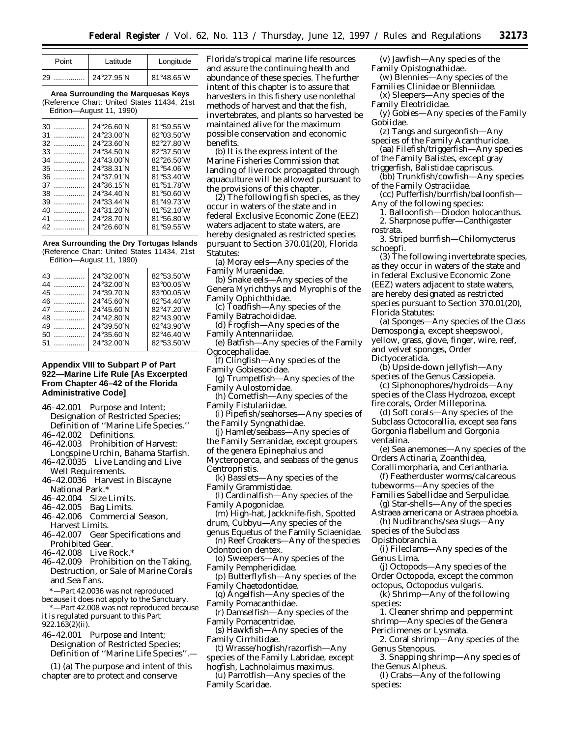| Point | Latitude | Longitude |
|---|---|---|
| 29 | 24°27.95′N | 81°48.65′W |

**Area Surrounding the Marquesas Keys** (Reference Chart: United States 11434, 21st Edition—August 11, 1990)

| Point | Latitude | Longitude |
|---|---|---|
| 30 | 24°26.60′N | 81°59.55′W |
| 31 | 24°23.00′N | 82°03.50′W |
| 32 | 24°23.60′N | 82°27.80′W |
| 33 | 24°34.50′N | 82°37.50′W |
| 34 | 24°43.00′N | 82°26.50′W |
| 35 | 24°38.31′N | 81°54.06′W |
| 36 | 24°37.91′N | 81°53.40′W |
| 37 | 24°36.15′N | 81°51.78′W |
| 38 | 24°34.40′N | 81°50.60′W |
| 39 | 24°33.44′N | 81°49.73′W |
| 40 | 24°31.20′N | 81°52.10′W |
| 41 | 24°28.70′N | 81°56.80′W |
| 42 | 24°26.60′N | 81°59.55′W |

**Area Surrounding the Dry Tortugas Islands** (Reference Chart: United States 11434, 21st Edition—August 11, 1990)

| Point | Latitude | Longitude |
|---|---|---|
| 43 | 24°32.00′N | 82°53.50′W |
| 44 | 24°32.00′N | 83°00.05′W |
| 45 | 24°39.70′N | 83°00.05′W |
| 46 | 24°45.60′N | 82°54.40′W |
| 47 | 24°45.60′N | 82°47.20′W |
| 48 | 24°42.80′N | 82°43.90′W |
| 49 | 24°39.50′N | 82°43.90′W |
| 50 | 24°35.60′N | 82°46.40′W |
| 51 | 24°32.00′N | 82°53.50′W |

## Appendix VIII to Subpart P of Part 922—Marine Life Rule [As Excerpted From Chapter 46–42 of the Florida Administrative Code]

46–42.001 Purpose and Intent; Designation of Restricted Species; Definition of ''Marine Life Species.''
46–42.002 Definitions.
46–42.003 Prohibition of Harvest: Longspine Urchin, Bahama Starfish.
46–42.0035 Live Landing and Live Well Requirements.
46–42.0036 Harvest in Biscayne National Park.*
46–42.004 Size Limits.
46–42.005 Bag Limits.
46–42.006 Commercial Season, Harvest Limits.
46–42.007 Gear Specifications and Prohibited Gear.
46–42.008 Live Rock.*
46–42.009 Prohibition on the Taking, Destruction, or Sale of Marine Corals and Sea Fans.

*—Part 42.0036 was not reproduced because it does not apply to the Sanctuary.

*—Part 42.008 was not reproduced because it is regulated pursuant to this Part 922.163(2)(ii).

46–42.001 Purpose and Intent; Designation of Restricted Species; Definition of ''Marine Life Species''.—

(1) (a) The purpose and intent of this chapter are to protect and conserve Florida's tropical marine life resources and assure the continuing health and abundance of these species. The further intent of this chapter is to assure that harvesters in this fishery use nonlethal methods of harvest and that the fish, invertebrates, and plants so harvested be maintained alive for the maximum possible conservation and economic benefits.

(b) It is the express intent of the Marine Fisheries Commission that landing of live rock propagated through aquaculture will be allowed pursuant to the provisions of this chapter.

(2) The following fish species, as they occur in waters of the state and in federal Exclusive Economic Zone (EEZ) waters adjacent to state waters, are hereby designated as restricted species pursuant to Section 370.01(20), Florida Statutes:

(a) Moray eels—Any species of the Family Muraenidae.

(b) Snake eels—Any species of the Genera Myrichthys and Myrophis of the Family Ophichthidae.

(c) Toadfish—Any species of the Family Batrachoididae.

(d) Frogfish—Any species of the Family Antennariidae.

(e) Batfish—Any species of the Family Ogcocephalidae.

(f) Clingfish—Any species of the Family Gobiesocidae.

(g) Trumpetfish—Any species of the Family Aulostomidae.

(h) Cornetfish—Any species of the Family Fistulariidae.

(i) Pipefish/seahorses—Any species of the Family Syngnathidae.

(j) Hamlet/seabass—Any species of the Family Serranidae, except groupers of the genera Epinephalus and Mycteroperca, and seabass of the genus Centropristis.

(k) Basslets—Any species of the Family Grammistidae.

(l) Cardinalfish—Any species of the Family Apogonidae.

(m) High-hat, Jackknife-fish, Spotted drum, Cubbyu—Any species of the genus Equetus of the Family Sciaenidae.

(n) Reef Croakers—Any of the species Odontocion dentex.

(o) Sweepers—Any species of the Family Pempherididae.

(p) Butterflyfish—Any species of the Family Chaetodontidae.

(q) Angelfish—Any species of the Family Pomacanthidae.

(r) Damselfish—Any species of the Family Pomacentridae.

(s) Hawkfish—Any species of the Family Cirrhitidae.

(t) Wrasse/hogfish/razorfish—Any species of the Family Labridae, except hogfish, Lachnolaimus maximus.

(u) Parrotfish—Any species of the Family Scaridae.

(v) Jawfish—Any species of the Family Opistognathidae.

(w) Blennies—Any species of the Families Clinidae or Blenniidae.

(x) Sleepers—Any species of the Family Eleotrididae.

(y) Gobies—Any species of the Family Gobiidae.

(z) Tangs and surgeonfish—Any species of the Family Acanthuridae.

(aa) Filefish/triggerfish—Any species of the Family Balistes, except gray triggerfish, Balistidae capriscus.

(bb) Trunkfish/cowfish—Any species of the Family Ostraciidae.

(cc) Pufferfish/burrfish/balloonfish—Any of the following species:

1. Balloonfish—Diodon holocanthus.
2. Sharpnose puffer—Canthigaster rostrata.
3. Striped burrfish—Chilomycterus schoepfi.

(3) The following invertebrate species, as they occur in waters of the state and in federal Exclusive Economic Zone (EEZ) waters adjacent to state waters, are hereby designated as restricted species pursuant to Section 370.01(20), Florida Statutes:

(a) Sponges—Any species of the Class Demospongia, except sheepswool, yellow, grass, glove, finger, wire, reef, and velvet sponges, Order Dictyoceratida.

(b) Upside-down jellyfish—Any species of the Genus Cassiopeia.

(c) Siphonophores/hydroids—Any species of the Class Hydrozoa, except fire corals, Order Milleporina.

(d) Soft corals—Any species of the Subclass Octocorallia, except sea fans Gorgonia flabellum and Gorgonia ventalina.

(e) Sea anemones—Any species of the Orders Actinaria, Zoanthidea, Corallimorpharia, and Ceriantharia.

(f) Featherduster worms/calcareous tubeworms—Any species of the Families Sabellidae and Serpulidae.

(g) Star-shells—Any of the species Astraea americana or Astraea phoebia.

(h) Nudibranchs/sea slugs—Any species of the Subclass Opisthobranchia.

(i) Fileclams—Any species of the Genus Lima.

(j) Octopods—Any species of the Order Octopoda, except the common octopus, Octopodus vulgaris.

(k) Shrimp—Any of the following species:

1. Cleaner shrimp and peppermint shrimp—Any species of the Genera Periclimenes or Lysmata.
2. Coral shrimp—Any species of the Genus Stenopus.
3. Snapping shrimp—Any species of the Genus Alpheus.

(l) Crabs—Any of the following species: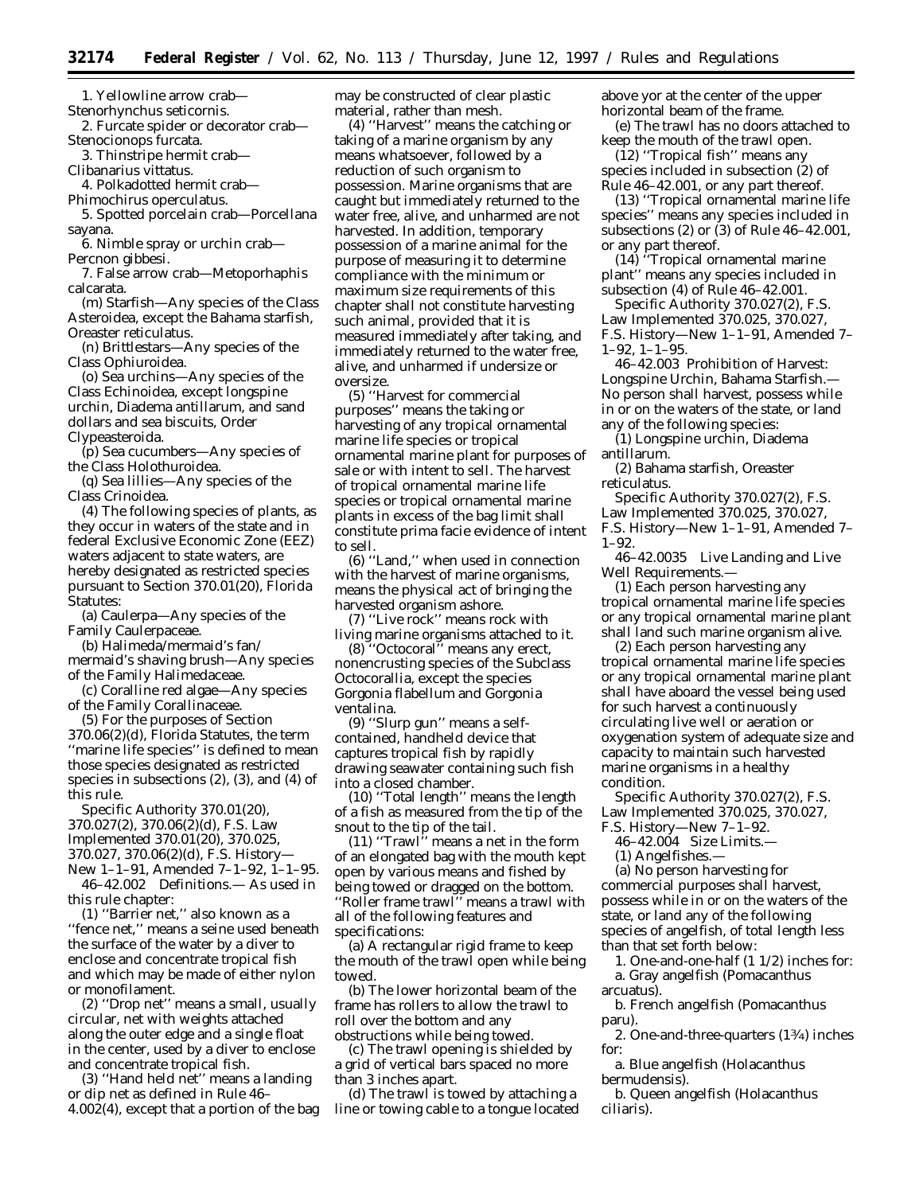1. Yellowline arrow crab—Stenorhynchus seticornis.

2. Furcate spider or decorator crab—Stenocionops furcata.

3. Thinstripe hermit crab—Clibanarius vittatus.

4. Polkadotted hermit crab—Phimochirus operculatus.

5. Spotted porcelain crab—Porcellana sayana.

6. Nimble spray or urchin crab—Percnon gibbesi.

7. False arrow crab—Metoporhaphis calcarata.

(m) Starfish—Any species of the Class Asteroidea, except the Bahama starfish, Oreaster reticulatus.

(n) Brittlestars—Any species of the Class Ophiuroidea.

(o) Sea urchins—Any species of the Class Echinoidea, except longspine urchin, Diadema antillarum, and sand dollars and sea biscuits, Order Clypeasteroida.

(p) Sea cucumbers—Any species of the Class Holothuroidea.

(q) Sea lillies—Any species of the Class Crinoidea.

(4) The following species of plants, as they occur in waters of the state and in federal Exclusive Economic Zone (EEZ) waters adjacent to state waters, are hereby designated as restricted species pursuant to Section 370.01(20), Florida Statutes:

(a) Caulerpa—Any species of the Family Caulerpaceae.

(b) Halimeda/mermaid's fan/mermaid's shaving brush—Any species of the Family Halimedaceae.

(c) Coralline red algae—Any species of the Family Corallinaceae.

(5) For the purposes of Section 370.06(2)(d), Florida Statutes, the term "marine life species" is defined to mean those species designated as restricted species in subsections (2), (3), and (4) of this rule.

Specific Authority 370.01(20), 370.027(2), 370.06(2)(d), F.S. Law Implemented 370.01(20), 370.025, 370.027, 370.06(2)(d), F.S. History—New 1–1–91, Amended 7–1–92, 1–1–95.

46–42.002 Definitions.— As used in this rule chapter:

(1) "Barrier net," also known as a "fence net," means a seine used beneath the surface of the water by a diver to enclose and concentrate tropical fish and which may be made of either nylon or monofilament.

(2) "Drop net" means a small, usually circular, net with weights attached along the outer edge and a single float in the center, used by a diver to enclose and concentrate tropical fish.

(3) "Hand held net" means a landing or dip net as defined in Rule 46–4.002(4), except that a portion of the bag may be constructed of clear plastic material, rather than mesh.

(4) "Harvest" means the catching or taking of a marine organism by any means whatsoever, followed by a reduction of such organism to possession. Marine organisms that are caught but immediately returned to the water free, alive, and unharmed are not harvested. In addition, temporary possession of a marine animal for the purpose of measuring it to determine compliance with the minimum or maximum size requirements of this chapter shall not constitute harvesting such animal, provided that it is measured immediately after taking, and immediately returned to the water free, alive, and unharmed if undersize or oversize.

(5) "Harvest for commercial purposes" means the taking or harvesting of any tropical ornamental marine life species or tropical ornamental marine plant for purposes of sale or with intent to sell. The harvest of tropical ornamental marine life species or tropical ornamental marine plants in excess of the bag limit shall constitute prima facie evidence of intent to sell.

(6) "Land," when used in connection with the harvest of marine organisms, means the physical act of bringing the harvested organism ashore.

(7) "Live rock" means rock with living marine organisms attached to it.

(8) "Octocoral" means any erect, nonencrusting species of the Subclass Octocorallia, except the species Gorgonia flabellum and Gorgonia ventalina.

(9) "Slurp gun" means a self-contained, handheld device that captures tropical fish by rapidly drawing seawater containing such fish into a closed chamber.

(10) "Total length" means the length of a fish as measured from the tip of the snout to the tip of the tail.

(11) "Trawl" means a net in the form of an elongated bag with the mouth kept open by various means and fished by being towed or dragged on the bottom. "Roller frame trawl" means a trawl with all of the following features and specifications:

(a) A rectangular rigid frame to keep the mouth of the trawl open while being towed.

(b) The lower horizontal beam of the frame has rollers to allow the trawl to roll over the bottom and any obstructions while being towed.

(c) The trawl opening is shielded by a grid of vertical bars spaced no more than 3 inches apart.

(d) The trawl is towed by attaching a line or towing cable to a tongue located above yor at the center of the upper horizontal beam of the frame.

(e) The trawl has no doors attached to keep the mouth of the trawl open.

(12) "Tropical fish" means any species included in subsection (2) of Rule 46–42.001, or any part thereof.

(13) "Tropical ornamental marine life species" means any species included in subsections (2) or (3) of Rule 46–42.001, or any part thereof.

(14) "Tropical ornamental marine plant" means any species included in subsection (4) of Rule 46–42.001.

Specific Authority 370.027(2), F.S. Law Implemented 370.025, 370.027, F.S. History—New 1–1–91, Amended 7–1–92, 1–1–95.

46–42.003 Prohibition of Harvest: Longspine Urchin, Bahama Starfish.— No person shall harvest, possess while in or on the waters of the state, or land any of the following species:

(1) Longspine urchin, Diadema antillarum.

(2) Bahama starfish, Oreaster reticulatus.

Specific Authority 370.027(2), F.S. Law Implemented 370.025, 370.027, F.S. History—New 1–1–91, Amended 7–1–92.

46–42.0035 Live Landing and Live Well Requirements.—

(1) Each person harvesting any tropical ornamental marine life species or any tropical ornamental marine plant shall land such marine organism alive.

(2) Each person harvesting any tropical ornamental marine life species or any tropical ornamental marine plant shall have aboard the vessel being used for such harvest a continuously circulating live well or aeration or oxygenation system of adequate size and capacity to maintain such harvested marine organisms in a healthy condition.

Specific Authority 370.027(2), F.S. Law Implemented 370.025, 370.027, F.S. History—New 7–1–92.

46–42.004 Size Limits.—

(1) Angelfishes.—

(a) No person harvesting for commercial purposes shall harvest, possess while in or on the waters of the state, or land any of the following species of angelfish, of total length less than that set forth below:

1. One-and-one-half (1 1/2) inches for:

a. Gray angelfish (Pomacanthus arcuatus).

b. French angelfish (Pomacanthus paru).

2. One-and-three-quarters (1¾) inches for:

a. Blue angelfish (Holacanthus bermudensis).

b. Queen angelfish (Holacanthus ciliaris).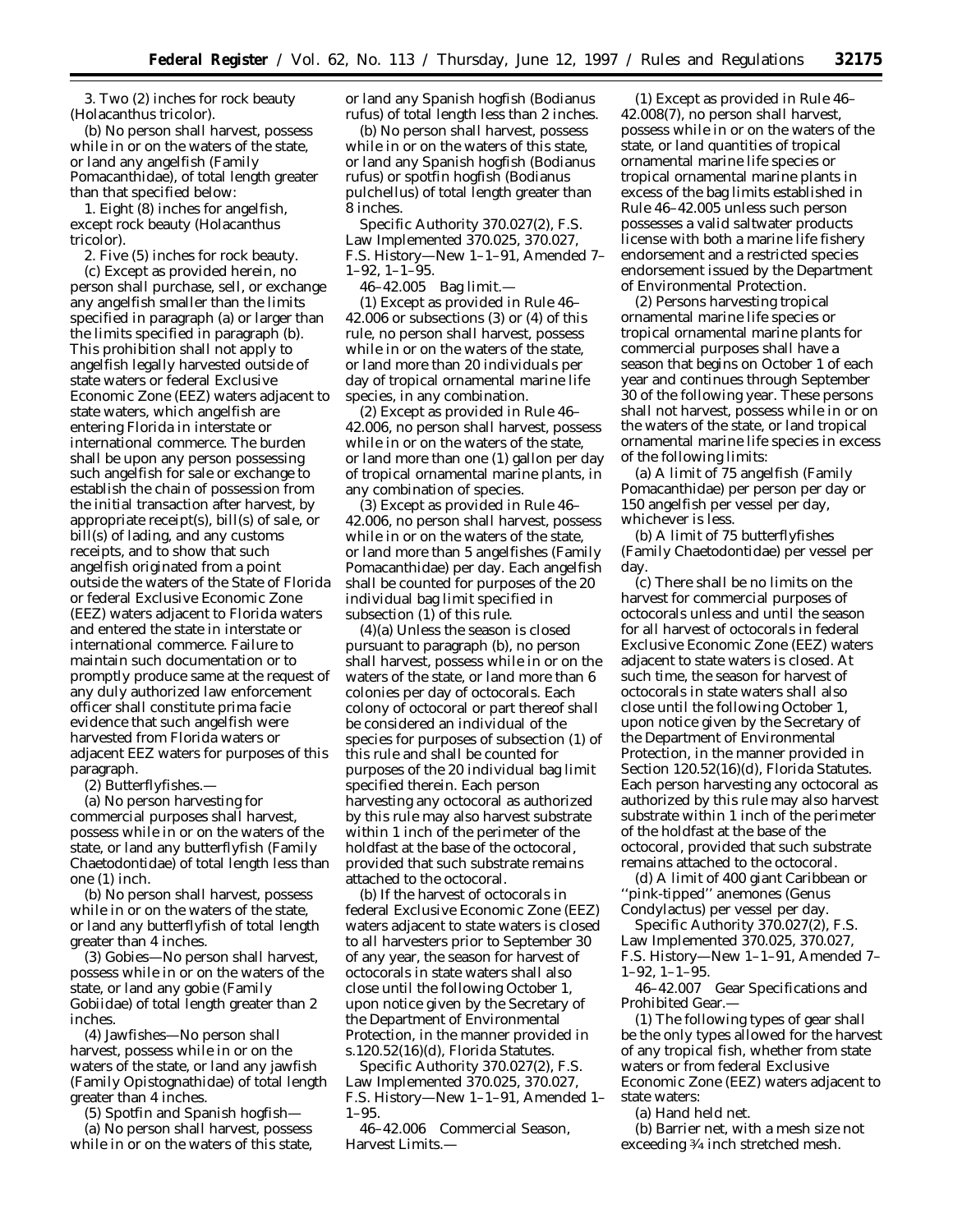3. Two (2) inches for rock beauty (Holacanthus tricolor).

(b) No person shall harvest, possess while in or on the waters of the state, or land any angelfish (Family Pomacanthidae), of total length greater than that specified below:

1. Eight (8) inches for angelfish, except rock beauty (Holacanthus tricolor).

2. Five (5) inches for rock beauty.

(c) Except as provided herein, no person shall purchase, sell, or exchange any angelfish smaller than the limits specified in paragraph (a) or larger than the limits specified in paragraph (b). This prohibition shall not apply to angelfish legally harvested outside of state waters or federal Exclusive Economic Zone (EEZ) waters adjacent to state waters, which angelfish are entering Florida in interstate or international commerce. The burden shall be upon any person possessing such angelfish for sale or exchange to establish the chain of possession from the initial transaction after harvest, by appropriate receipt(s), bill(s) of sale, or bill(s) of lading, and any customs receipts, and to show that such angelfish originated from a point outside the waters of the State of Florida or federal Exclusive Economic Zone (EEZ) waters adjacent to Florida waters and entered the state in interstate or international commerce. Failure to maintain such documentation or to promptly produce same at the request of any duly authorized law enforcement officer shall constitute prima facie evidence that such angelfish were harvested from Florida waters or adjacent EEZ waters for purposes of this paragraph.

(2) Butterflyfishes.—

(a) No person harvesting for commercial purposes shall harvest, possess while in or on the waters of the state, or land any butterflyfish (Family Chaetodontidae) of total length less than one (1) inch.

(b) No person shall harvest, possess while in or on the waters of the state, or land any butterflyfish of total length greater than 4 inches.

(3) Gobies—No person shall harvest, possess while in or on the waters of the state, or land any gobie (Family Gobiidae) of total length greater than 2 inches.

(4) Jawfishes—No person shall harvest, possess while in or on the waters of the state, or land any jawfish (Family Opistognathidae) of total length greater than 4 inches.

(5) Spotfin and Spanish hogfish—

(a) No person shall harvest, possess while in or on the waters of this state, or land any Spanish hogfish (Bodianus rufus) of total length less than 2 inches.

(b) No person shall harvest, possess while in or on the waters of this state, or land any Spanish hogfish (Bodianus rufus) or spotfin hogfish (Bodianus pulchellus) of total length greater than 8 inches.

Specific Authority 370.027(2), F.S. Law Implemented 370.025, 370.027, F.S. History—New 1–1–91, Amended 7–1–92, 1–1–95.

46–42.005 Bag limit.—

(1) Except as provided in Rule 46–42.006 or subsections (3) or (4) of this rule, no person shall harvest, possess while in or on the waters of the state, or land more than 20 individuals per day of tropical ornamental marine life species, in any combination.

(2) Except as provided in Rule 46–42.006, no person shall harvest, possess while in or on the waters of the state, or land more than one (1) gallon per day of tropical ornamental marine plants, in any combination of species.

(3) Except as provided in Rule 46–42.006, no person shall harvest, possess while in or on the waters of the state, or land more than 5 angelfishes (Family Pomacanthidae) per day. Each angelfish shall be counted for purposes of the 20 individual bag limit specified in subsection (1) of this rule.

(4)(a) Unless the season is closed pursuant to paragraph (b), no person shall harvest, possess while in or on the waters of the state, or land more than 6 colonies per day of octocorals. Each colony of octocoral or part thereof shall be considered an individual of the species for purposes of subsection (1) of this rule and shall be counted for purposes of the 20 individual bag limit specified therein. Each person harvesting any octocoral as authorized by this rule may also harvest substrate within 1 inch of the perimeter of the holdfast at the base of the octocoral, provided that such substrate remains attached to the octocoral.

(b) If the harvest of octocorals in federal Exclusive Economic Zone (EEZ) waters adjacent to state waters is closed to all harvesters prior to September 30 of any year, the season for harvest of octocorals in state waters shall also close until the following October 1, upon notice given by the Secretary of the Department of Environmental Protection, in the manner provided in s.120.52(16)(d), Florida Statutes.

Specific Authority 370.027(2), F.S. Law Implemented 370.025, 370.027, F.S. History—New 1–1–91, Amended 1–1–95.

46–42.006 Commercial Season, Harvest Limits.—

(1) Except as provided in Rule 46–42.008(7), no person shall harvest, possess while in or on the waters of the state, or land quantities of tropical ornamental marine life species or tropical ornamental marine plants in excess of the bag limits established in Rule 46–42.005 unless such person possesses a valid saltwater products license with both a marine life fishery endorsement and a restricted species endorsement issued by the Department of Environmental Protection.

(2) Persons harvesting tropical ornamental marine life species or tropical ornamental marine plants for commercial purposes shall have a season that begins on October 1 of each year and continues through September 30 of the following year. These persons shall not harvest, possess while in or on the waters of the state, or land tropical ornamental marine life species in excess of the following limits:

(a) A limit of 75 angelfish (Family Pomacanthidae) per person per day or 150 angelfish per vessel per day, whichever is less.

(b) A limit of 75 butterflyfishes (Family Chaetodontidae) per vessel per day.

(c) There shall be no limits on the harvest for commercial purposes of octocorals unless and until the season for all harvest of octocorals in federal Exclusive Economic Zone (EEZ) waters adjacent to state waters is closed. At such time, the season for harvest of octocorals in state waters shall also close until the following October 1, upon notice given by the Secretary of the Department of Environmental Protection, in the manner provided in Section 120.52(16)(d), Florida Statutes. Each person harvesting any octocoral as authorized by this rule may also harvest substrate within 1 inch of the perimeter of the holdfast at the base of the octocoral, provided that such substrate remains attached to the octocoral.

(d) A limit of 400 giant Caribbean or ''pink-tipped'' anemones (Genus Condylactus) per vessel per day.

Specific Authority 370.027(2), F.S. Law Implemented 370.025, 370.027, F.S. History—New 1–1–91, Amended 7–1–92, 1–1–95.

46–42.007 Gear Specifications and Prohibited Gear.—

(1) The following types of gear shall be the only types allowed for the harvest of any tropical fish, whether from state waters or from federal Exclusive Economic Zone (EEZ) waters adjacent to state waters:

(a) Hand held net.

(b) Barrier net, with a mesh size not exceeding ¾ inch stretched mesh.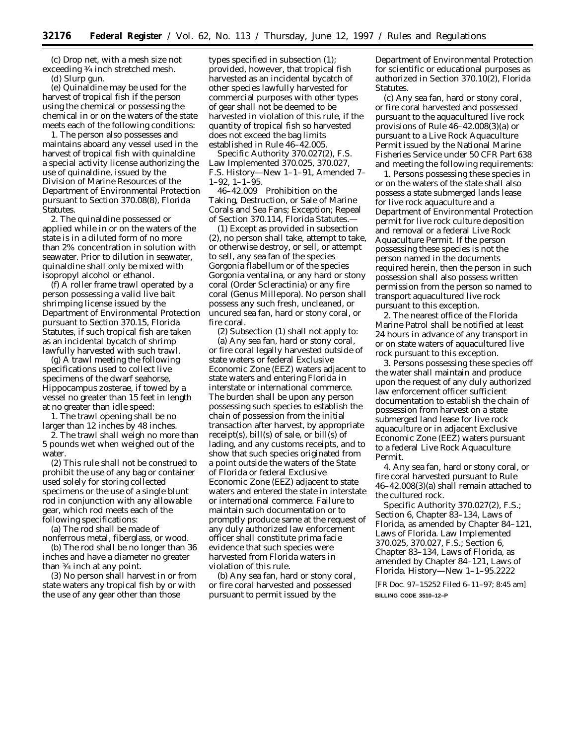(c) Drop net, with a mesh size not exceeding ¾ inch stretched mesh.

(d) Slurp gun.

(e) Quinaldine may be used for the harvest of tropical fish if the person using the chemical or possessing the chemical in or on the waters of the state meets each of the following conditions:

1. The person also possesses and maintains aboard any vessel used in the harvest of tropical fish with quinaldine a special activity license authorizing the use of quinaldine, issued by the Division of Marine Resources of the Department of Environmental Protection pursuant to Section 370.08(8), Florida Statutes.

2. The quinaldine possessed or applied while in or on the waters of the state is in a diluted form of no more than 2% concentration in solution with seawater. Prior to dilution in seawater, quinaldine shall only be mixed with isopropyl alcohol or ethanol.

(f) A roller frame trawl operated by a person possessing a valid live bait shrimping license issued by the Department of Environmental Protection pursuant to Section 370.15, Florida Statutes, if such tropical fish are taken as an incidental bycatch of shrimp lawfully harvested with such trawl.

(g) A trawl meeting the following specifications used to collect live specimens of the dwarf seahorse, *Hippocampus zosterae,* if towed by a vessel no greater than 15 feet in length at no greater than idle speed:

1. The trawl opening shall be no larger than 12 inches by 48 inches.

2. The trawl shall weigh no more than 5 pounds wet when weighed out of the water.

(2) This rule shall not be construed to prohibit the use of any bag or container used solely for storing collected specimens or the use of a single blunt rod in conjunction with any allowable gear, which rod meets each of the following specifications:

(a) The rod shall be made of nonferrous metal, fiberglass, or wood.

(b) The rod shall be no longer than 36 inches and have a diameter no greater than ¾ inch at any point.

(3) No person shall harvest in or from state waters any tropical fish by or with the use of any gear other than those types specified in subsection (1); provided, however, that tropical fish harvested as an incidental bycatch of other species lawfully harvested for commercial purposes with other types of gear shall not be deemed to be harvested in violation of this rule, if the quantity of tropical fish so harvested does not exceed the bag limits established in Rule 46–42.005.

Specific Authority 370.027(2), F.S. Law Implemented 370.025, 370.027, F.S. History—New 1–1–91, Amended 7–1–92, 1–1–95.

46–42.009 Prohibition on the Taking, Destruction, or Sale of Marine Corals and Sea Fans; Exception; Repeal of Section 370.114, Florida Statutes.—

(1) Except as provided in subsection (2), no person shall take, attempt to take, or otherwise destroy, or sell, or attempt to sell, any sea fan of the species *Gorgonia flabellum* or of the species *Gorgonia ventalina,* or any hard or stony coral (Order Scleractinia) or any fire coral (Genus *Millepora*). No person shall possess any such fresh, uncleaned, or uncured sea fan, hard or stony coral, or fire coral.

(2) Subsection (1) shall not apply to:

(a) Any sea fan, hard or stony coral, or fire coral legally harvested outside of state waters or federal Exclusive Economic Zone (EEZ) waters adjacent to state waters and entering Florida in interstate or international commerce. The burden shall be upon any person possessing such species to establish the chain of possession from the initial transaction after harvest, by appropriate receipt(s), bill(s) of sale, or bill(s) of lading, and any customs receipts, and to show that such species originated from a point outside the waters of the State of Florida or federal Exclusive Economic Zone (EEZ) adjacent to state waters and entered the state in interstate or international commerce. Failure to maintain such documentation or to promptly produce same at the request of any duly authorized law enforcement officer shall constitute prima facie evidence that such species were harvested from Florida waters in violation of this rule.

(b) Any sea fan, hard or stony coral, or fire coral harvested and possessed pursuant to permit issued by the Department of Environmental Protection for scientific or educational purposes as authorized in Section 370.10(2), Florida Statutes.

(c) Any sea fan, hard or stony coral, or fire coral harvested and possessed pursuant to the aquacultured live rock provisions of Rule 46–42.008(3)(a) or pursuant to a Live Rock Aquaculture Permit issued by the National Marine Fisheries Service under 50 CFR Part 638 and meeting the following requirements:

1. Persons possessing these species in or on the waters of the state shall also possess a state submerged lands lease for live rock aquaculture and a Department of Environmental Protection permit for live rock culture deposition and removal or a federal Live Rock Aquaculture Permit. If the person possessing these species is not the person named in the documents required herein, then the person in such possession shall also possess written permission from the person so named to transport aquacultured live rock pursuant to this exception.

2. The nearest office of the Florida Marine Patrol shall be notified at least 24 hours in advance of any transport in or on state waters of aquacultured live rock pursuant to this exception.

3. Persons possessing these species off the water shall maintain and produce upon the request of any duly authorized law enforcement officer sufficient documentation to establish the chain of possession from harvest on a state submerged land lease for live rock aquaculture or in adjacent Exclusive Economic Zone (EEZ) waters pursuant to a federal Live Rock Aquaculture Permit.

4. Any sea fan, hard or stony coral, or fire coral harvested pursuant to Rule 46–42.008(3)(a) shall remain attached to the cultured rock.

Specific Authority 370.027(2), F.S.; Section 6, Chapter 83–134, Laws of Florida, as amended by Chapter 84–121, Laws of Florida. Law Implemented 370.025, 370.027, F.S.; Section 6, Chapter 83–134, Laws of Florida, as amended by Chapter 84–121, Laws of Florida. History—New 1–1–95.2222

[FR Doc. 97–15252 Filed 6–11–97; 8:45 am]

**BILLING CODE 3510–12–P**